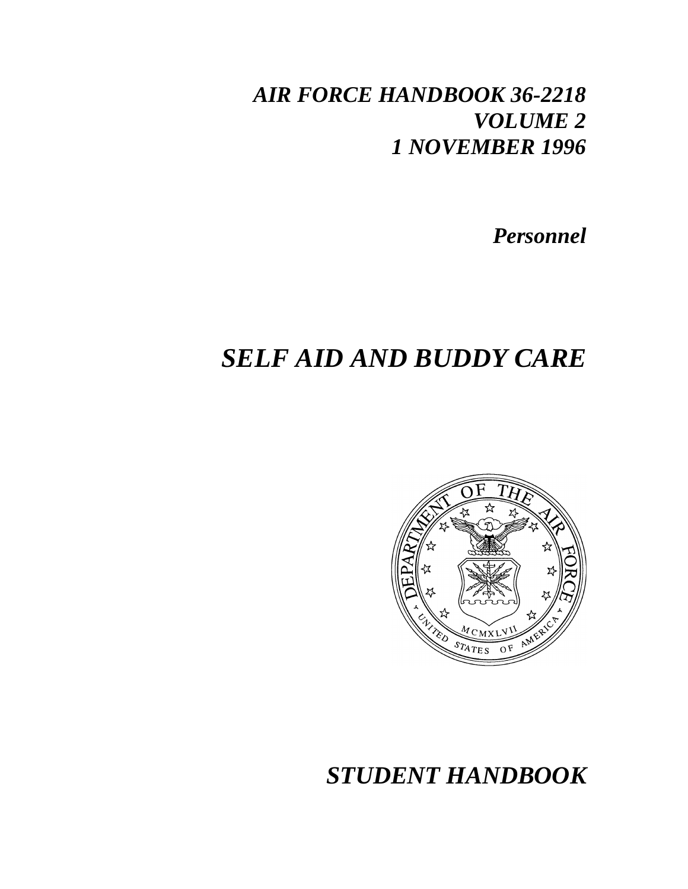***AIR FORCE HANDBOOK 36-2218***
***VOLUME 2***
***1 NOVEMBER 1996***

***Personnel***

# *SELF AID AND BUDDY CARE*

## *STUDENT HANDBOOK*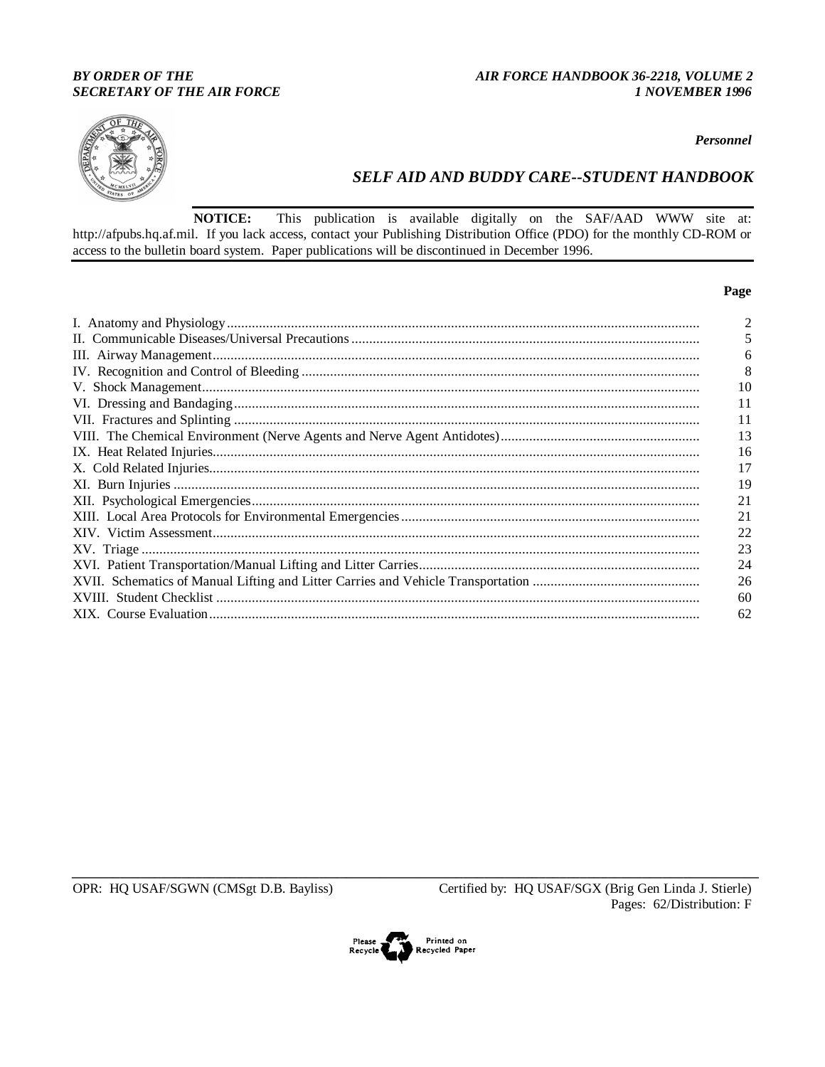*BY ORDER OF THE*
*SECRETARY OF THE AIR FORCE*

*AIR FORCE HANDBOOK 36-2218, VOLUME 2*
*1 NOVEMBER 1996*

*Personnel*

# *SELF AID AND BUDDY CARE--STUDENT HANDBOOK*

**NOTICE:** This publication is available digitally on the SAF/AAD WWW site at: http://afpubs.hq.af.mil. If you lack access, contact your Publishing Distribution Office (PDO) for the monthly CD-ROM or access to the bulletin board system. Paper publications will be discontinued in December 1996.

| | **Page** |
|---|---|
| I. Anatomy and Physiology | 2 |
| II. Communicable Diseases/Universal Precautions | 5 |
| III. Airway Management | 6 |
| IV. Recognition and Control of Bleeding | 8 |
| V. Shock Management | 10 |
| VI. Dressing and Bandaging | 11 |
| VII. Fractures and Splinting | 11 |
| VIII. The Chemical Environment (Nerve Agents and Nerve Agent Antidotes) | 13 |
| IX. Heat Related Injuries | 16 |
| X. Cold Related Injuries | 17 |
| XI. Burn Injuries | 19 |
| XII. Psychological Emergencies | 21 |
| XIII. Local Area Protocols for Environmental Emergencies | 21 |
| XIV. Victim Assessment | 22 |
| XV. Triage | 23 |
| XVI. Patient Transportation/Manual Lifting and Litter Carries | 24 |
| XVII. Schematics of Manual Lifting and Litter Carries and Vehicle Transportation | 26 |
| XVIII. Student Checklist | 60 |
| XIX. Course Evaluation | 62 |

OPR: HQ USAF/SGWN (CMSgt D.B. Bayliss)

Certified by: HQ USAF/SGX (Brig Gen Linda J. Stierle)
Pages: 62/Distribution: F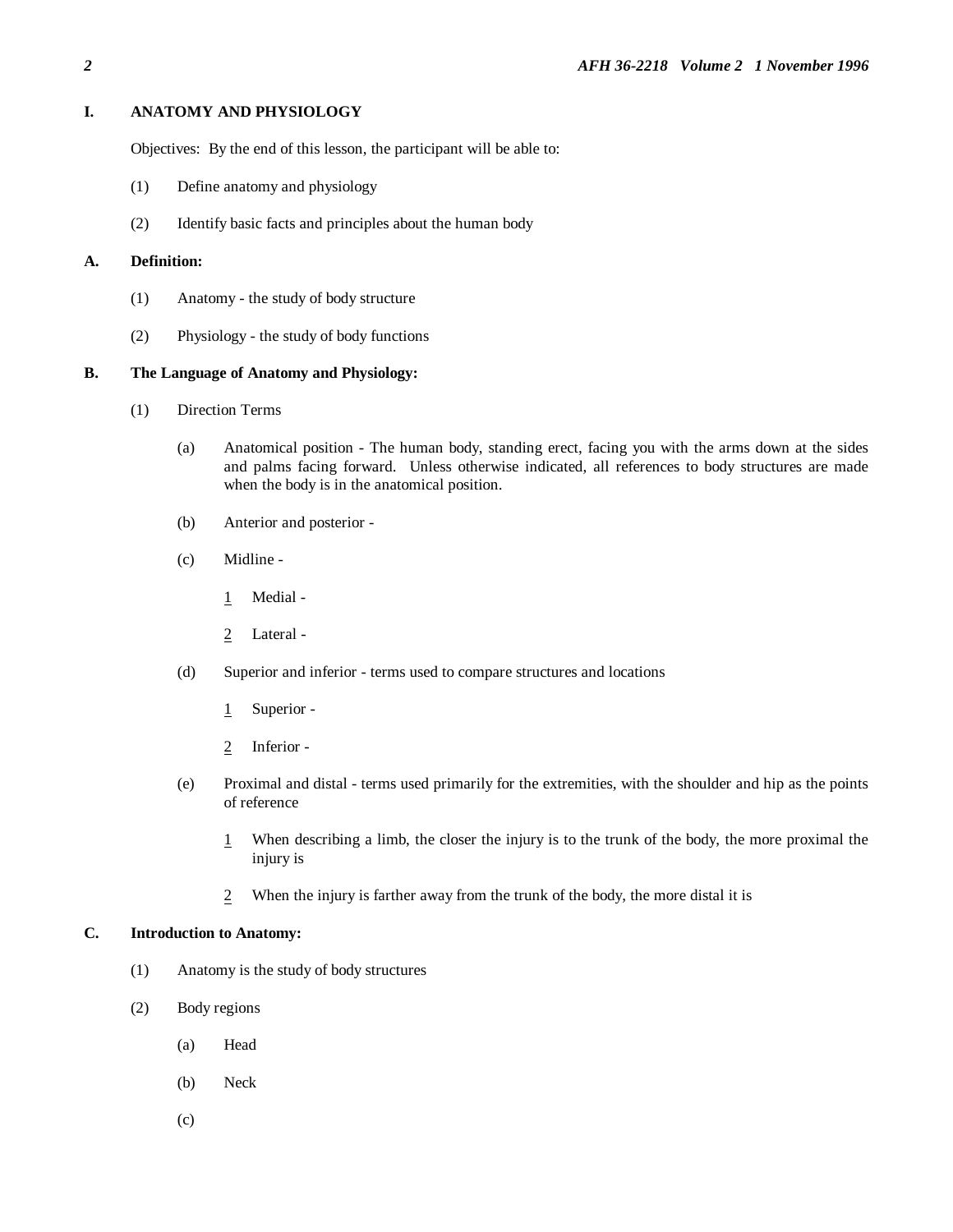## I. ANATOMY AND PHYSIOLOGY

Objectives: By the end of this lesson, the participant will be able to:

(1) Define anatomy and physiology

(2) Identify basic facts and principles about the human body

### A. Definition:

(1) Anatomy - the study of body structure

(2) Physiology - the study of body functions

### B. The Language of Anatomy and Physiology:

(1) Direction Terms

(a) Anatomical position - The human body, standing erect, facing you with the arms down at the sides and palms facing forward. Unless otherwise indicated, all references to body structures are made when the body is in the anatomical position.

(b) Anterior and posterior -

(c) Midline -

1 Medial -

2 Lateral -

(d) Superior and inferior - terms used to compare structures and locations

1 Superior -

2 Inferior -

(e) Proximal and distal - terms used primarily for the extremities, with the shoulder and hip as the points of reference

1 When describing a limb, the closer the injury is to the trunk of the body, the more proximal the injury is

2 When the injury is farther away from the trunk of the body, the more distal it is

### C. Introduction to Anatomy:

(1) Anatomy is the study of body structures

(2) Body regions

(a) Head

(b) Neck

(c)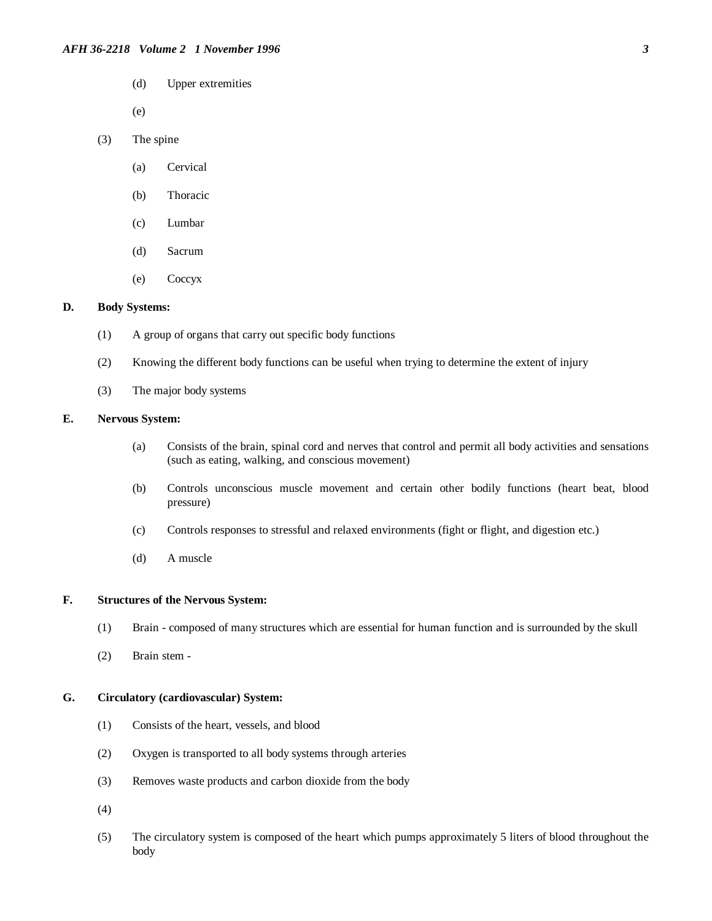(d) Upper extremities

(e)

(3) The spine

(a) Cervical

(b) Thoracic

(c) Lumbar

(d) Sacrum

(e) Coccyx

**D. Body Systems:**

(1) A group of organs that carry out specific body functions

(2) Knowing the different body functions can be useful when trying to determine the extent of injury

(3) The major body systems

**E. Nervous System:**

(a) Consists of the brain, spinal cord and nerves that control and permit all body activities and sensations (such as eating, walking, and conscious movement)

(b) Controls unconscious muscle movement and certain other bodily functions (heart beat, blood pressure)

(c) Controls responses to stressful and relaxed environments (fight or flight, and digestion etc.)

(d) A muscle

**F. Structures of the Nervous System:**

(1) Brain - composed of many structures which are essential for human function and is surrounded by the skull

(2) Brain stem -

**G. Circulatory (cardiovascular) System:**

(1) Consists of the heart, vessels, and blood

(2) Oxygen is transported to all body systems through arteries

(3) Removes waste products and carbon dioxide from the body

(4)

(5) The circulatory system is composed of the heart which pumps approximately 5 liters of blood throughout the body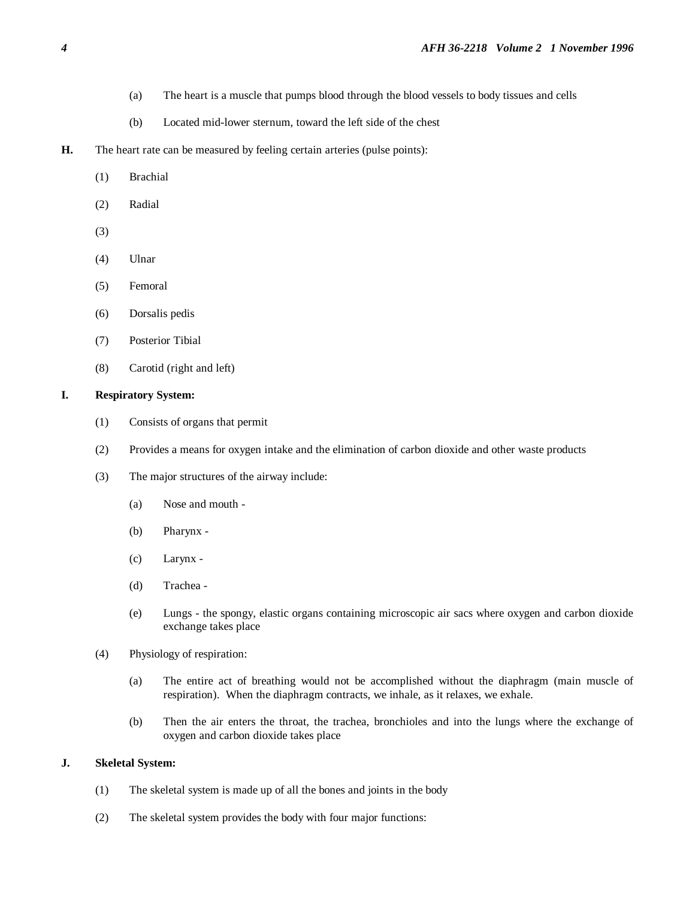(a) The heart is a muscle that pumps blood through the blood vessels to body tissues and cells

(b) Located mid-lower sternum, toward the left side of the chest

**H.** The heart rate can be measured by feeling certain arteries (pulse points):

(1) Brachial

(2) Radial

(3)

(4) Ulnar

(5) Femoral

(6) Dorsalis pedis

(7) Posterior Tibial

(8) Carotid (right and left)

**I. Respiratory System:**

(1) Consists of organs that permit

(2) Provides a means for oxygen intake and the elimination of carbon dioxide and other waste products

(3) The major structures of the airway include:

(a) Nose and mouth -

(b) Pharynx -

(c) Larynx -

(d) Trachea -

(e) Lungs - the spongy, elastic organs containing microscopic air sacs where oxygen and carbon dioxide exchange takes place

(4) Physiology of respiration:

(a) The entire act of breathing would not be accomplished without the diaphragm (main muscle of respiration). When the diaphragm contracts, we inhale, as it relaxes, we exhale.

(b) Then the air enters the throat, the trachea, bronchioles and into the lungs where the exchange of oxygen and carbon dioxide takes place

**J. Skeletal System:**

(1) The skeletal system is made up of all the bones and joints in the body

(2) The skeletal system provides the body with four major functions: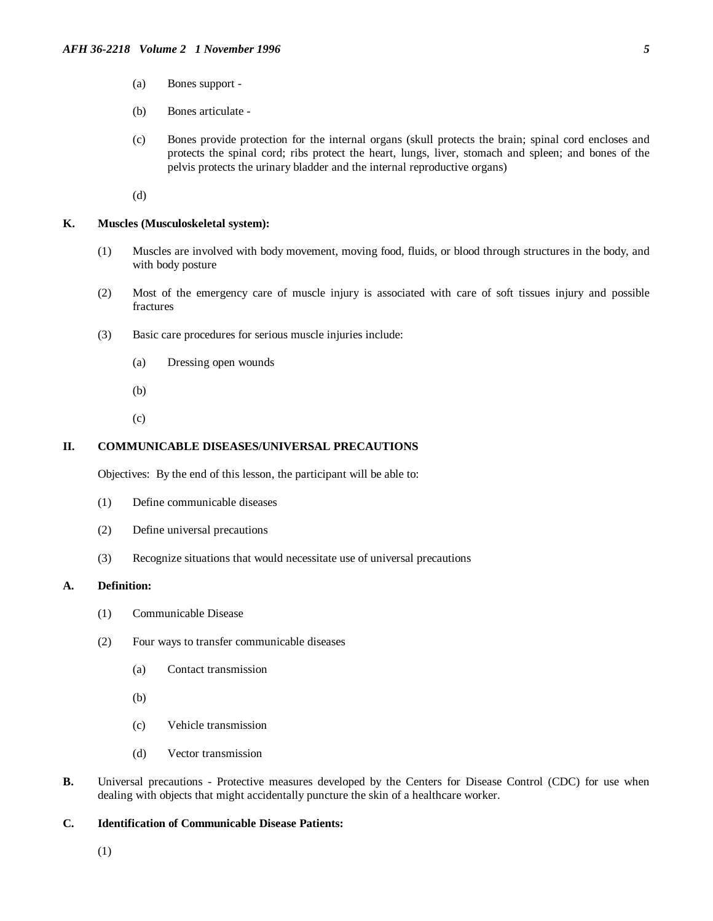(a) Bones support -

(b) Bones articulate -

(c) Bones provide protection for the internal organs (skull protects the brain; spinal cord encloses and protects the spinal cord; ribs protect the heart, lungs, liver, stomach and spleen; and bones of the pelvis protects the urinary bladder and the internal reproductive organs)

(d)

**K. Muscles (Musculoskeletal system):**

(1) Muscles are involved with body movement, moving food, fluids, or blood through structures in the body, and with body posture

(2) Most of the emergency care of muscle injury is associated with care of soft tissues injury and possible fractures

(3) Basic care procedures for serious muscle injuries include:

(a) Dressing open wounds

(b)

(c)

**II. COMMUNICABLE DISEASES/UNIVERSAL PRECAUTIONS**

Objectives: By the end of this lesson, the participant will be able to:

(1) Define communicable diseases

(2) Define universal precautions

(3) Recognize situations that would necessitate use of universal precautions

**A. Definition:**

(1) Communicable Disease

(2) Four ways to transfer communicable diseases

(a) Contact transmission

(b)

(c) Vehicle transmission

(d) Vector transmission

**B.** Universal precautions - Protective measures developed by the Centers for Disease Control (CDC) for use when dealing with objects that might accidentally puncture the skin of a healthcare worker.

**C. Identification of Communicable Disease Patients:**

(1)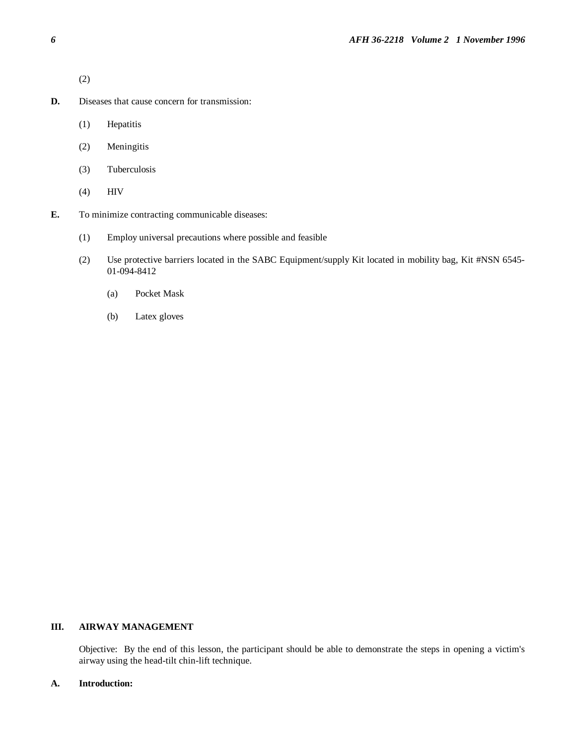(2)

**D.** Diseases that cause concern for transmission:

(1) Hepatitis

(2) Meningitis

(3) Tuberculosis

(4) HIV

**E.** To minimize contracting communicable diseases:

(1) Employ universal precautions where possible and feasible

(2) Use protective barriers located in the SABC Equipment/supply Kit located in mobility bag, Kit #NSN 6545-01-094-8412

(a) Pocket Mask

(b) Latex gloves

## III. AIRWAY MANAGEMENT

Objective: By the end of this lesson, the participant should be able to demonstrate the steps in opening a victim's airway using the head-tilt chin-lift technique.

**A. Introduction:**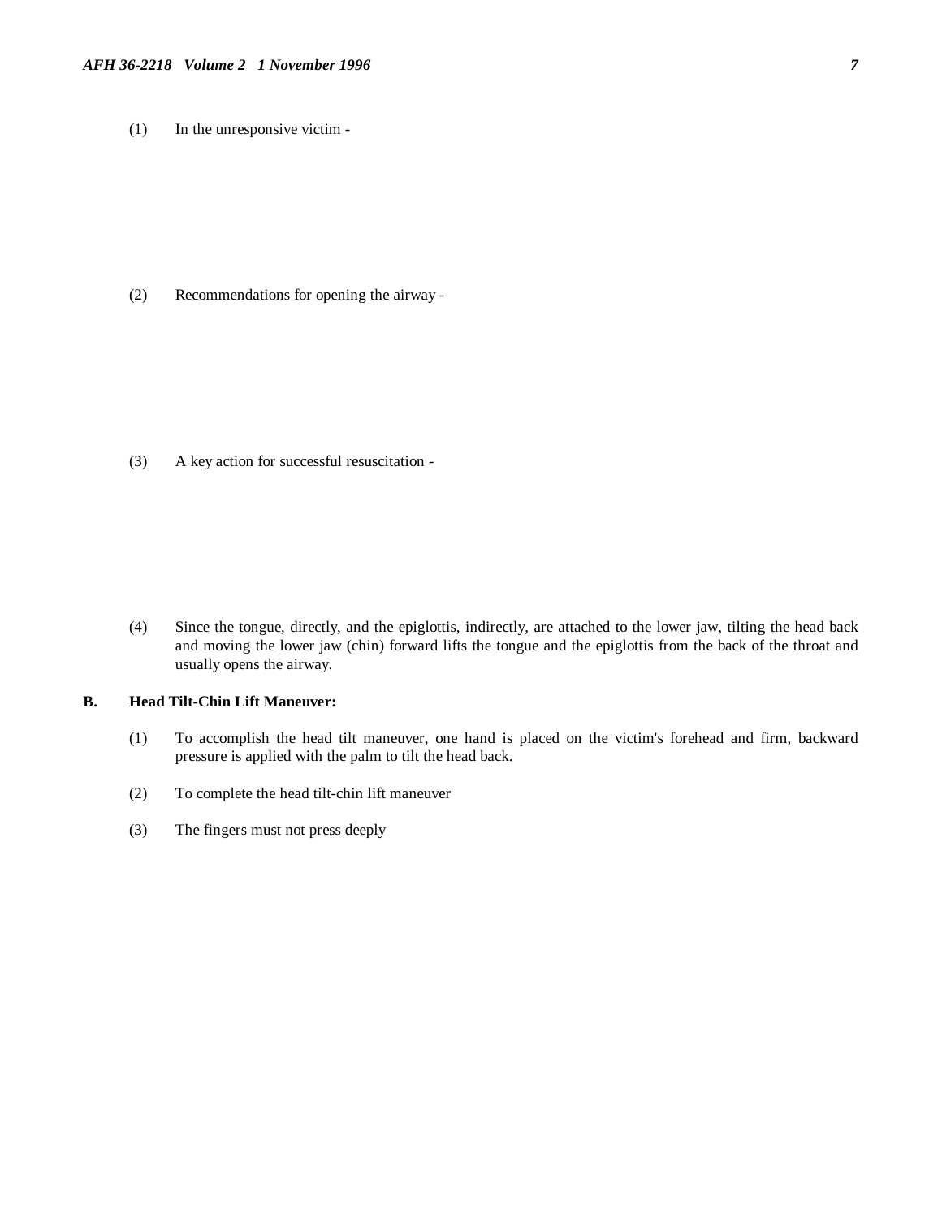(1) In the unresponsive victim -

(2) Recommendations for opening the airway -

(3) A key action for successful resuscitation -

(4) Since the tongue, directly, and the epiglottis, indirectly, are attached to the lower jaw, tilting the head back and moving the lower jaw (chin) forward lifts the tongue and the epiglottis from the back of the throat and usually opens the airway.

**B. Head Tilt-Chin Lift Maneuver:**

(1) To accomplish the head tilt maneuver, one hand is placed on the victim's forehead and firm, backward pressure is applied with the palm to tilt the head back.

(2) To complete the head tilt-chin lift maneuver

(3) The fingers must not press deeply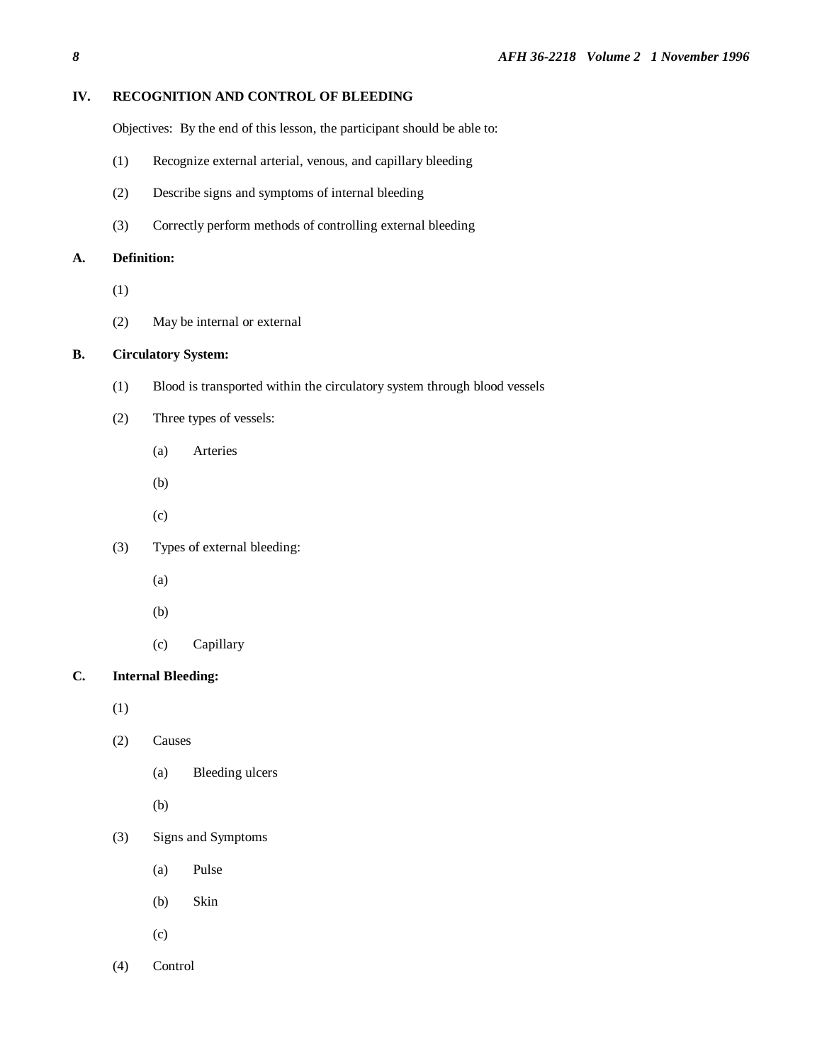## IV. RECOGNITION AND CONTROL OF BLEEDING

Objectives: By the end of this lesson, the participant should be able to:

(1) Recognize external arterial, venous, and capillary bleeding

(2) Describe signs and symptoms of internal bleeding

(3) Correctly perform methods of controlling external bleeding

### A. Definition:

(1)

(2) May be internal or external

### B. Circulatory System:

(1) Blood is transported within the circulatory system through blood vessels

(2) Three types of vessels:

- (a) Arteries
- (b)
- (c)

(3) Types of external bleeding:

- (a)
- (b)
- (c) Capillary

### C. Internal Bleeding:

(1)

(2) Causes

- (a) Bleeding ulcers
- (b)

(3) Signs and Symptoms

- (a) Pulse
- (b) Skin
- (c)

(4) Control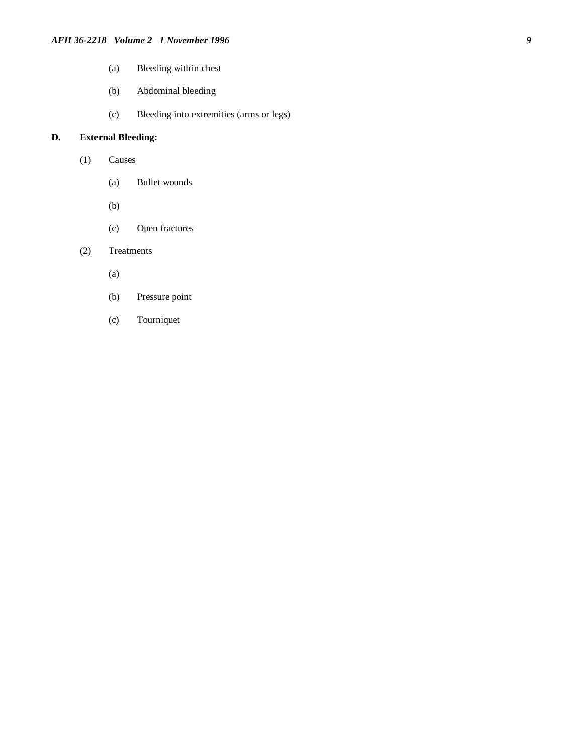(a) Bleeding within chest

(b) Abdominal bleeding

(c) Bleeding into extremities (arms or legs)

**D. External Bleeding:**

(1) Causes

(a) Bullet wounds

(b)

(c) Open fractures

(2) Treatments

(a)

(b) Pressure point

(c) Tourniquet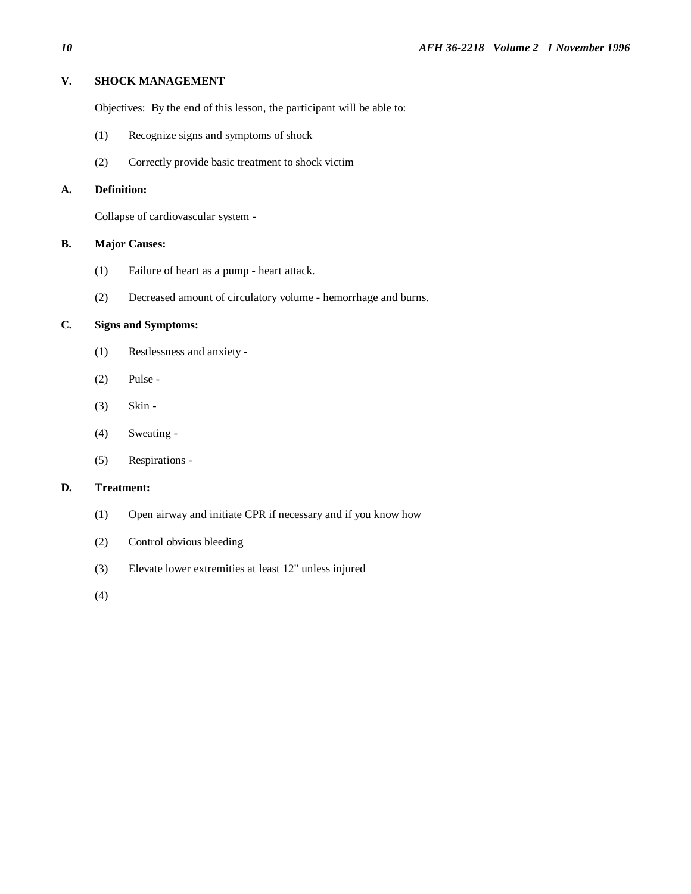## V. SHOCK MANAGEMENT

Objectives: By the end of this lesson, the participant will be able to:

(1) Recognize signs and symptoms of shock

(2) Correctly provide basic treatment to shock victim

### A. Definition:

Collapse of cardiovascular system -

### B. Major Causes:

(1) Failure of heart as a pump - heart attack.

(2) Decreased amount of circulatory volume - hemorrhage and burns.

### C. Signs and Symptoms:

(1) Restlessness and anxiety -

(2) Pulse -

(3) Skin -

(4) Sweating -

(5) Respirations -

### D. Treatment:

(1) Open airway and initiate CPR if necessary and if you know how

(2) Control obvious bleeding

(3) Elevate lower extremities at least 12" unless injured

(4)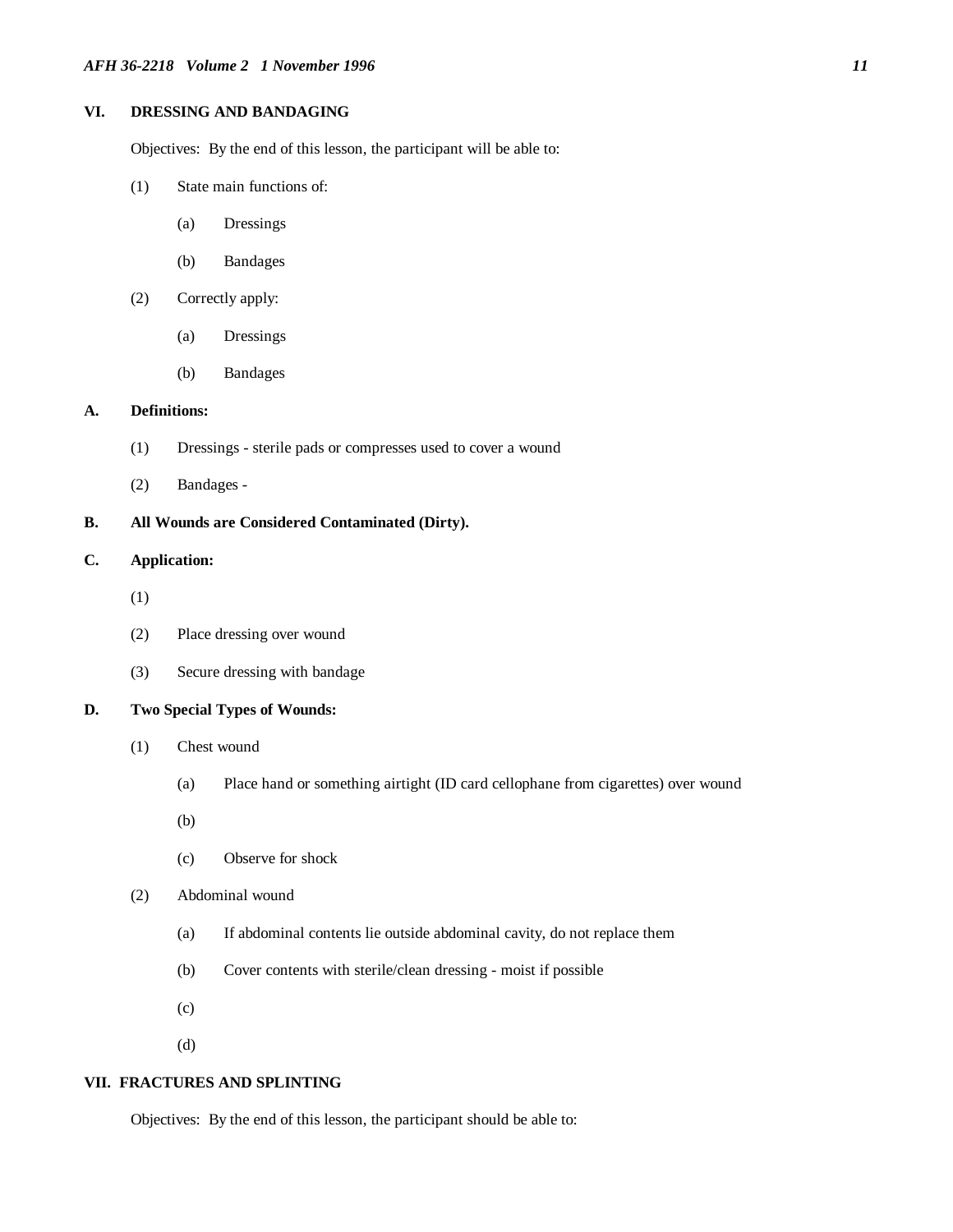## VI. DRESSING AND BANDAGING

Objectives: By the end of this lesson, the participant will be able to:

(1) State main functions of:

(a) Dressings

(b) Bandages

(2) Correctly apply:

(a) Dressings

(b) Bandages

### A. Definitions:

(1) Dressings - sterile pads or compresses used to cover a wound

(2) Bandages -

### B. All Wounds are Considered Contaminated (Dirty).

### C. Application:

(1)

(2) Place dressing over wound

(3) Secure dressing with bandage

### D. Two Special Types of Wounds:

(1) Chest wound

(a) Place hand or something airtight (ID card cellophane from cigarettes) over wound

(b)

(c) Observe for shock

(2) Abdominal wound

(a) If abdominal contents lie outside abdominal cavity, do not replace them

(b) Cover contents with sterile/clean dressing - moist if possible

(c)

(d)

## VII. FRACTURES AND SPLINTING

Objectives: By the end of this lesson, the participant should be able to: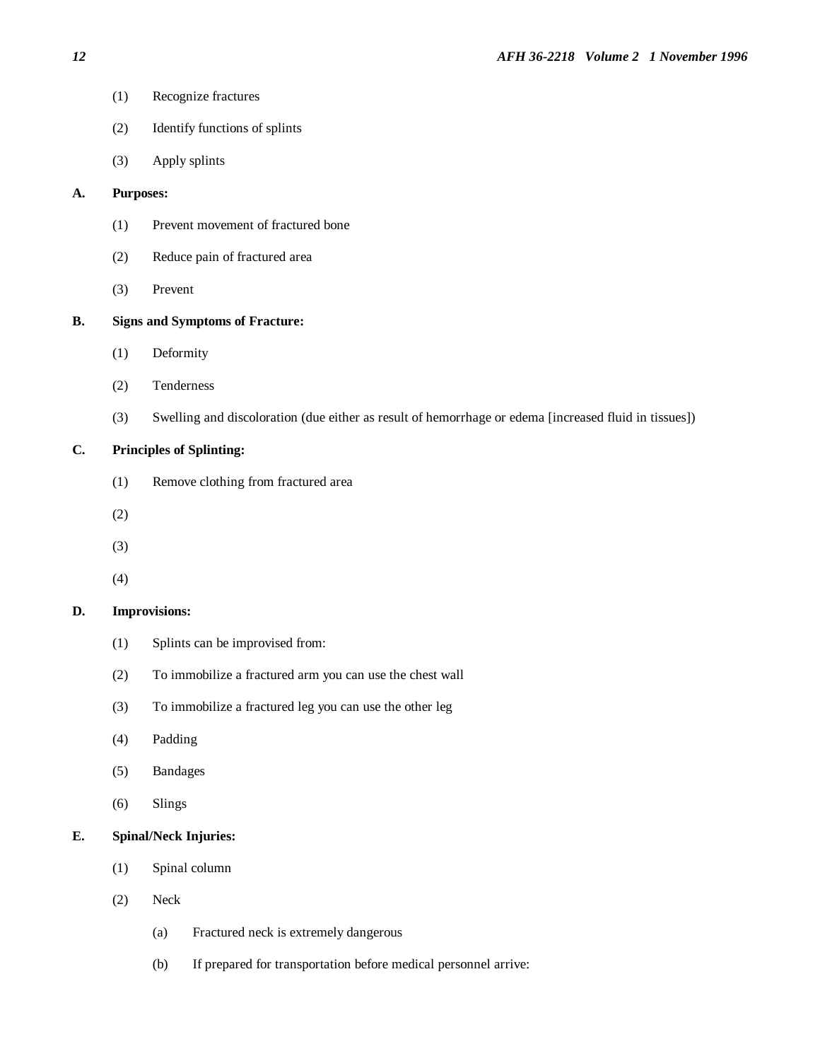(1) Recognize fractures

(2) Identify functions of splints

(3) Apply splints

**A. Purposes:**

(1) Prevent movement of fractured bone

(2) Reduce pain of fractured area

(3) Prevent

**B. Signs and Symptoms of Fracture:**

(1) Deformity

(2) Tenderness

(3) Swelling and discoloration (due either as result of hemorrhage or edema [increased fluid in tissues])

**C. Principles of Splinting:**

(1) Remove clothing from fractured area

(2)

(3)

(4)

**D. Improvisions:**

(1) Splints can be improvised from:

(2) To immobilize a fractured arm you can use the chest wall

(3) To immobilize a fractured leg you can use the other leg

(4) Padding

(5) Bandages

(6) Slings

**E. Spinal/Neck Injuries:**

(1) Spinal column

(2) Neck

(a) Fractured neck is extremely dangerous

(b) If prepared for transportation before medical personnel arrive: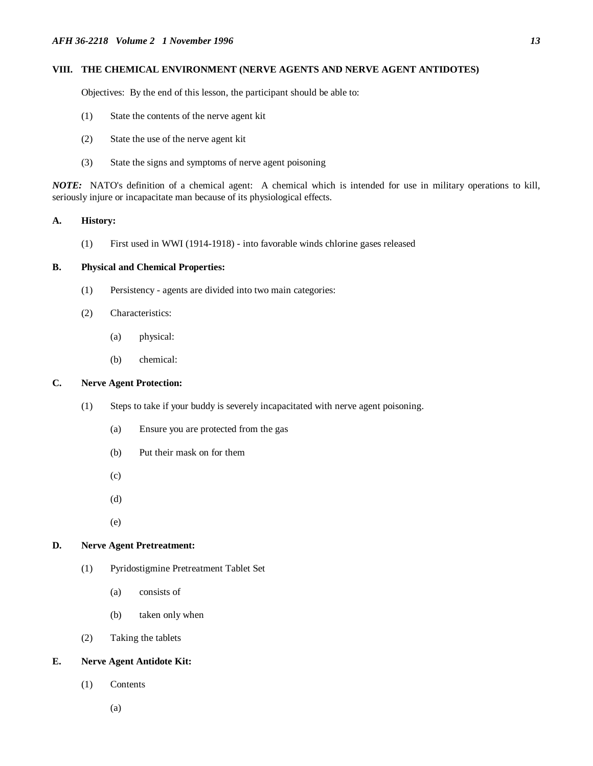## VIII. THE CHEMICAL ENVIRONMENT (NERVE AGENTS AND NERVE AGENT ANTIDOTES)

Objectives: By the end of this lesson, the participant should be able to:

(1) State the contents of the nerve agent kit

(2) State the use of the nerve agent kit

(3) State the signs and symptoms of nerve agent poisoning

***NOTE:*** NATO's definition of a chemical agent: A chemical which is intended for use in military operations to kill, seriously injure or incapacitate man because of its physiological effects.

### A. History:

(1) First used in WWI (1914-1918) - into favorable winds chlorine gases released

### B. Physical and Chemical Properties:

(1) Persistency - agents are divided into two main categories:

(2) Characteristics:

(a) physical:

(b) chemical:

### C. Nerve Agent Protection:

(1) Steps to take if your buddy is severely incapacitated with nerve agent poisoning.

(a) Ensure you are protected from the gas

(b) Put their mask on for them

(c)

(d)

(e)

### D. Nerve Agent Pretreatment:

(1) Pyridostigmine Pretreatment Tablet Set

(a) consists of

(b) taken only when

(2) Taking the tablets

### E. Nerve Agent Antidote Kit:

(1) Contents

(a)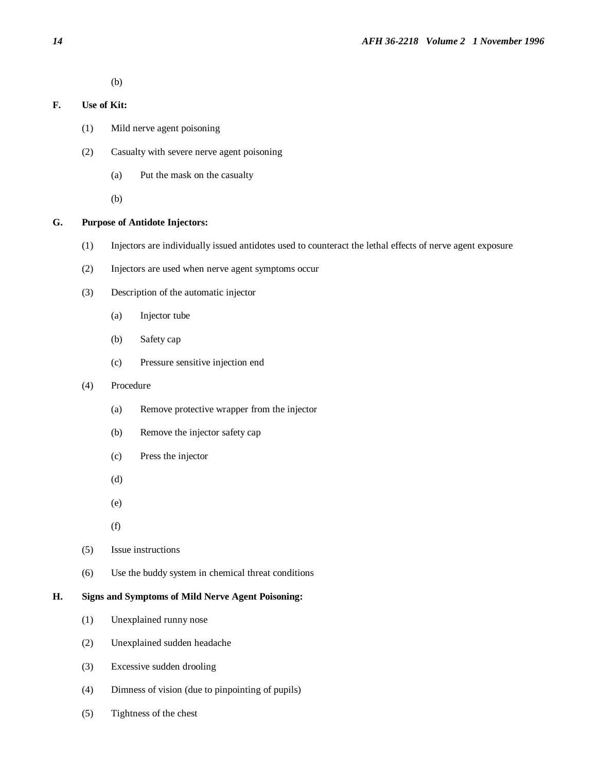(b)

**F. Use of Kit:**

(1) Mild nerve agent poisoning

(2) Casualty with severe nerve agent poisoning

(a) Put the mask on the casualty

(b)

**G. Purpose of Antidote Injectors:**

(1) Injectors are individually issued antidotes used to counteract the lethal effects of nerve agent exposure

(2) Injectors are used when nerve agent symptoms occur

(3) Description of the automatic injector

(a) Injector tube

(b) Safety cap

(c) Pressure sensitive injection end

(4) Procedure

(a) Remove protective wrapper from the injector

(b) Remove the injector safety cap

(c) Press the injector

(d)

(e)

(f)

(5) Issue instructions

(6) Use the buddy system in chemical threat conditions

**H. Signs and Symptoms of Mild Nerve Agent Poisoning:**

(1) Unexplained runny nose

(2) Unexplained sudden headache

(3) Excessive sudden drooling

(4) Dimness of vision (due to pinpointing of pupils)

(5) Tightness of the chest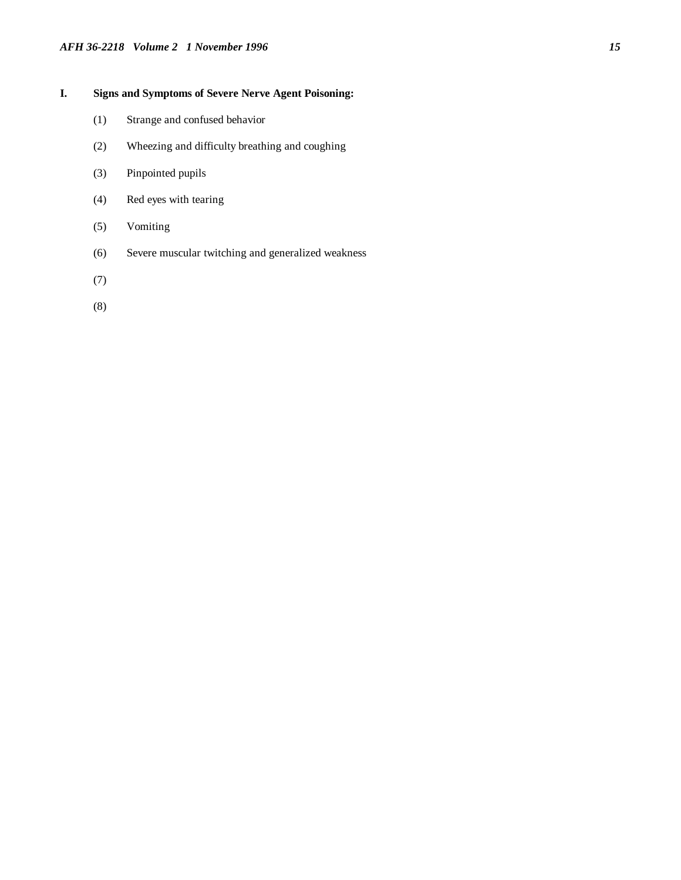**I. Signs and Symptoms of Severe Nerve Agent Poisoning:**

(1) Strange and confused behavior

(2) Wheezing and difficulty breathing and coughing

(3) Pinpointed pupils

(4) Red eyes with tearing

(5) Vomiting

(6) Severe muscular twitching and generalized weakness

(7)

(8)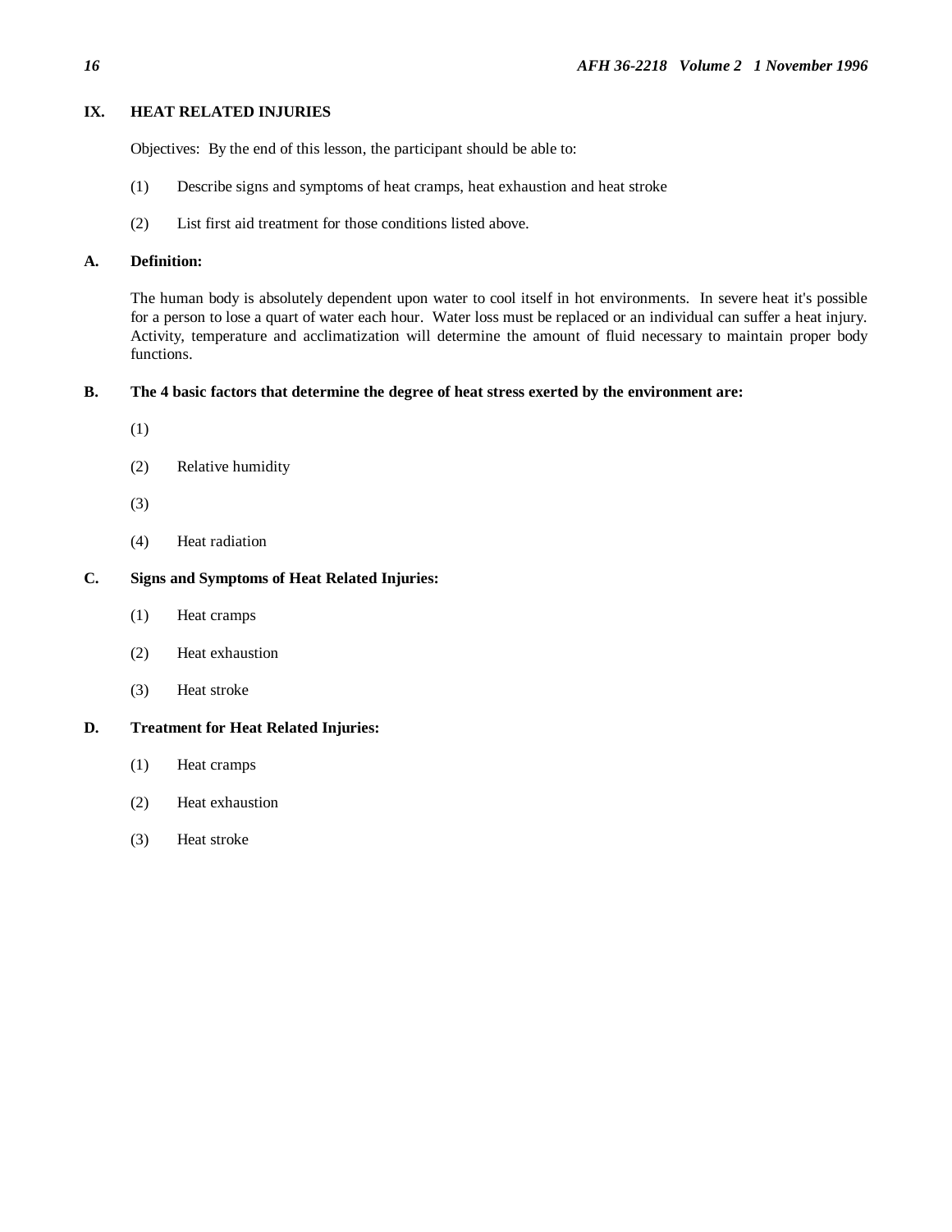## IX. HEAT RELATED INJURIES

Objectives: By the end of this lesson, the participant should be able to:

(1) Describe signs and symptoms of heat cramps, heat exhaustion and heat stroke

(2) List first aid treatment for those conditions listed above.

### A. Definition:

The human body is absolutely dependent upon water to cool itself in hot environments. In severe heat it's possible for a person to lose a quart of water each hour. Water loss must be replaced or an individual can suffer a heat injury. Activity, temperature and acclimatization will determine the amount of fluid necessary to maintain proper body functions.

### B. The 4 basic factors that determine the degree of heat stress exerted by the environment are:

(1)

(2) Relative humidity

(3)

(4) Heat radiation

### C. Signs and Symptoms of Heat Related Injuries:

(1) Heat cramps

(2) Heat exhaustion

(3) Heat stroke

### D. Treatment for Heat Related Injuries:

(1) Heat cramps

(2) Heat exhaustion

(3) Heat stroke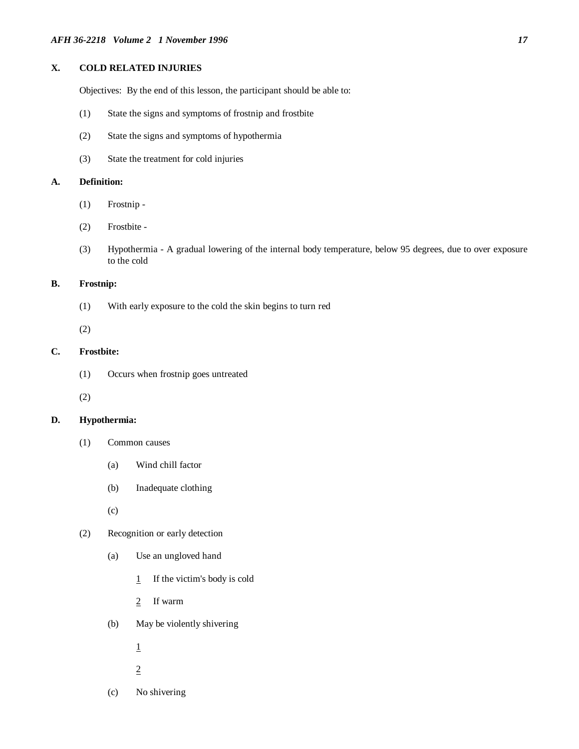## X. COLD RELATED INJURIES

Objectives: By the end of this lesson, the participant should be able to:

(1) State the signs and symptoms of frostnip and frostbite

(2) State the signs and symptoms of hypothermia

(3) State the treatment for cold injuries

### A. Definition:

(1) Frostnip -

(2) Frostbite -

(3) Hypothermia - A gradual lowering of the internal body temperature, below 95 degrees, due to over exposure to the cold

### B. Frostnip:

(1) With early exposure to the cold the skin begins to turn red

(2)

### C. Frostbite:

(1) Occurs when frostnip goes untreated

(2)

### D. Hypothermia:

(1) Common causes

(a) Wind chill factor

(b) Inadequate clothing

(c)

(2) Recognition or early detection

(a) Use an ungloved hand

1 If the victim's body is cold

2 If warm

(b) May be violently shivering

1

2

(c) No shivering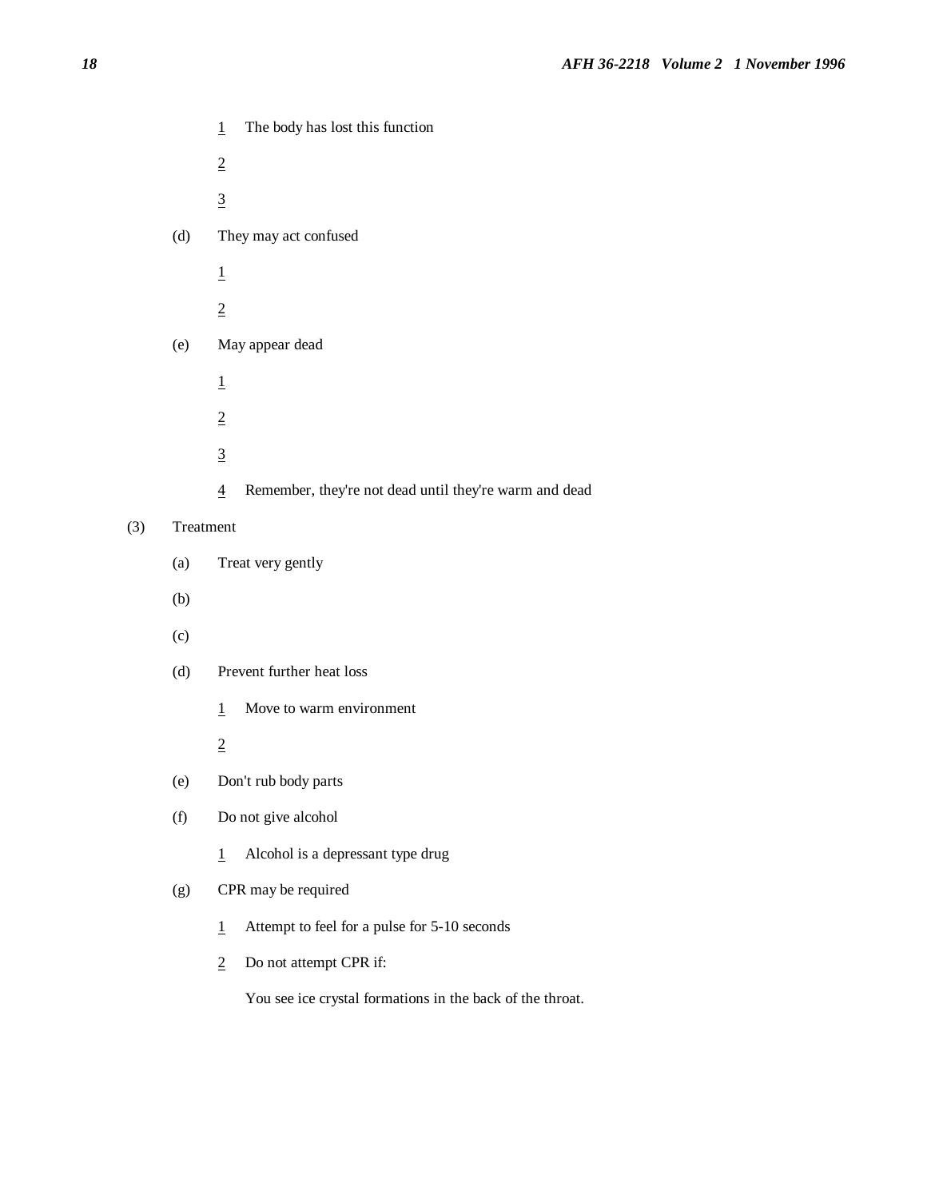1 The body has lost this function

2

3

(d) They may act confused

1

2

(e) May appear dead

1

2

3

4 Remember, they're not dead until they're warm and dead

(3) Treatment

(a) Treat very gently

(b)

(c)

(d) Prevent further heat loss

1 Move to warm environment

2

(e) Don't rub body parts

(f) Do not give alcohol

1 Alcohol is a depressant type drug

(g) CPR may be required

1 Attempt to feel for a pulse for 5-10 seconds

2 Do not attempt CPR if:

You see ice crystal formations in the back of the throat.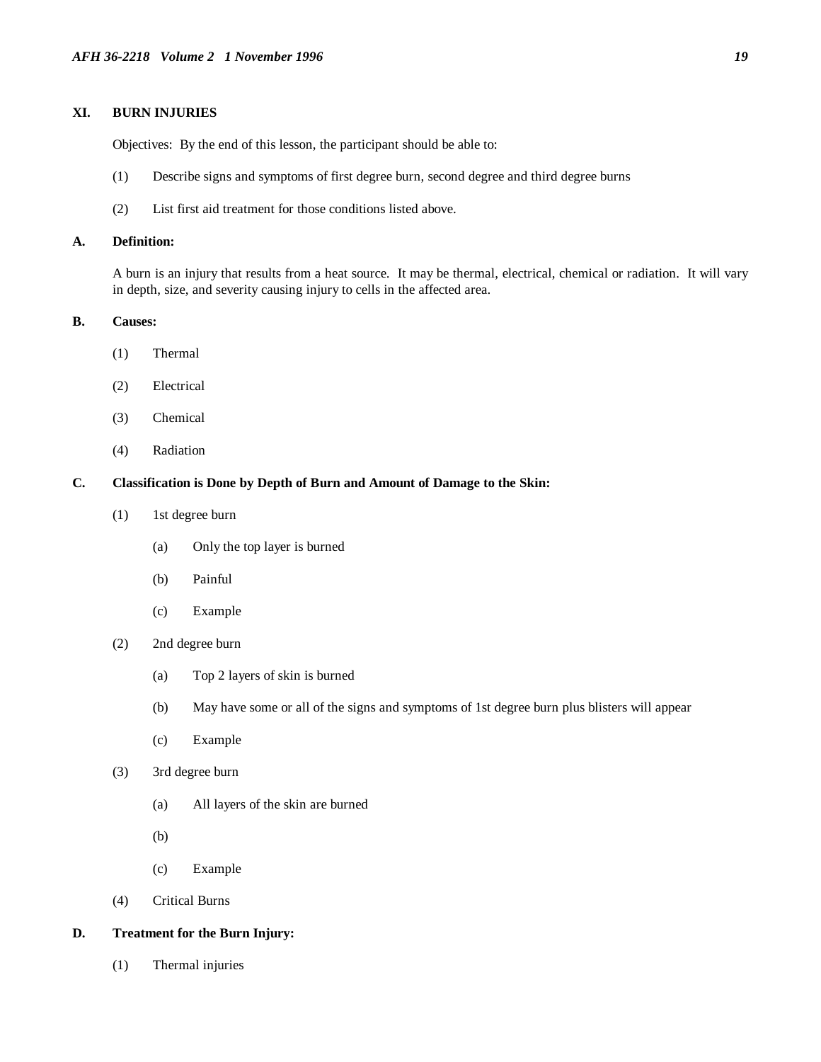## XI. BURN INJURIES

Objectives: By the end of this lesson, the participant should be able to:

(1) Describe signs and symptoms of first degree burn, second degree and third degree burns

(2) List first aid treatment for those conditions listed above.

### A. Definition:

A burn is an injury that results from a heat source. It may be thermal, electrical, chemical or radiation. It will vary in depth, size, and severity causing injury to cells in the affected area.

### B. Causes:

(1) Thermal

(2) Electrical

(3) Chemical

(4) Radiation

### C. Classification is Done by Depth of Burn and Amount of Damage to the Skin:

(1) 1st degree burn

(a) Only the top layer is burned

(b) Painful

(c) Example

(2) 2nd degree burn

(a) Top 2 layers of skin is burned

(b) May have some or all of the signs and symptoms of 1st degree burn plus blisters will appear

(c) Example

(3) 3rd degree burn

(a) All layers of the skin are burned

(b)

(c) Example

(4) Critical Burns

### D. Treatment for the Burn Injury:

(1) Thermal injuries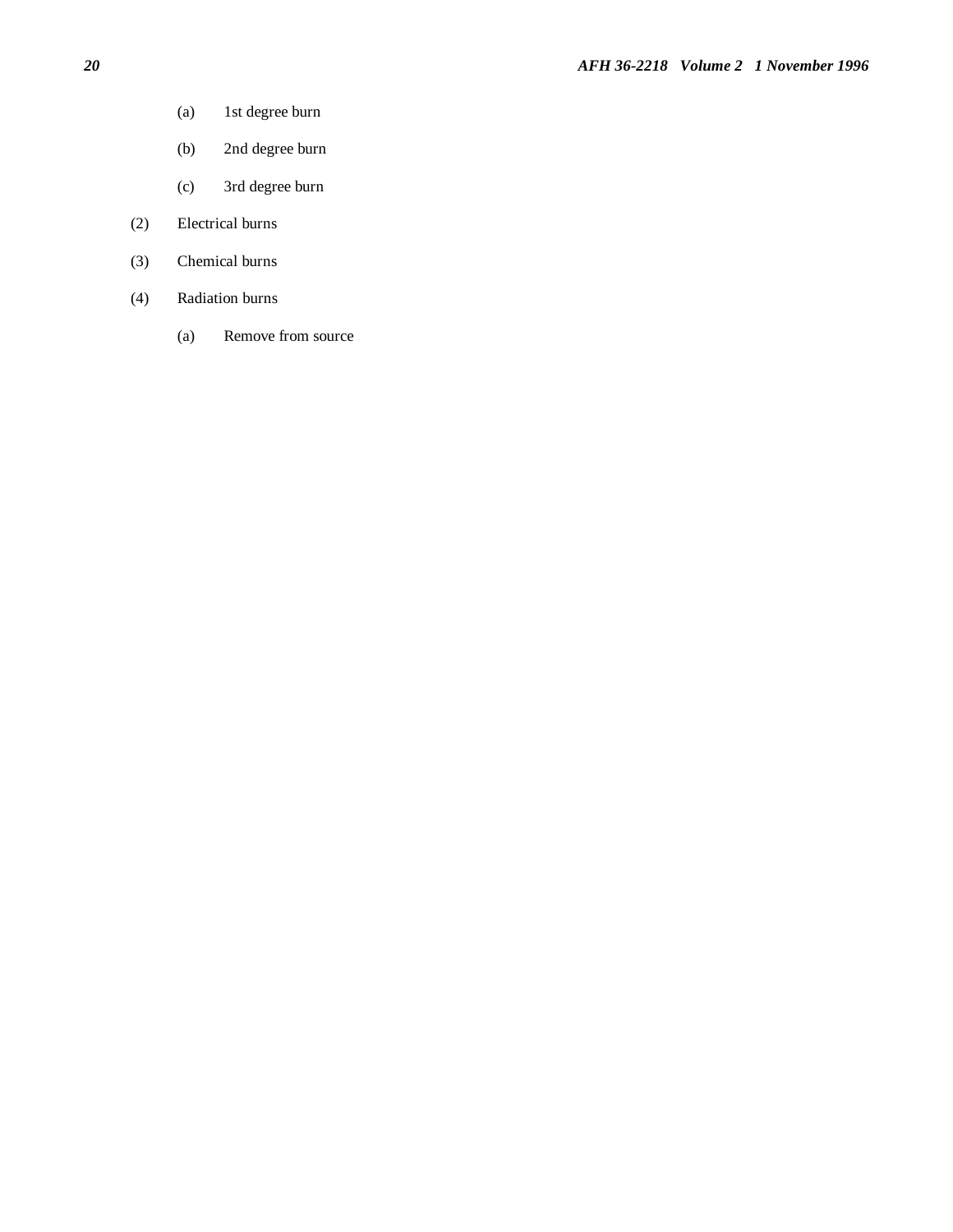(a) 1st degree burn

(b) 2nd degree burn

(c) 3rd degree burn

(2) Electrical burns

(3) Chemical burns

(4) Radiation burns

(a) Remove from source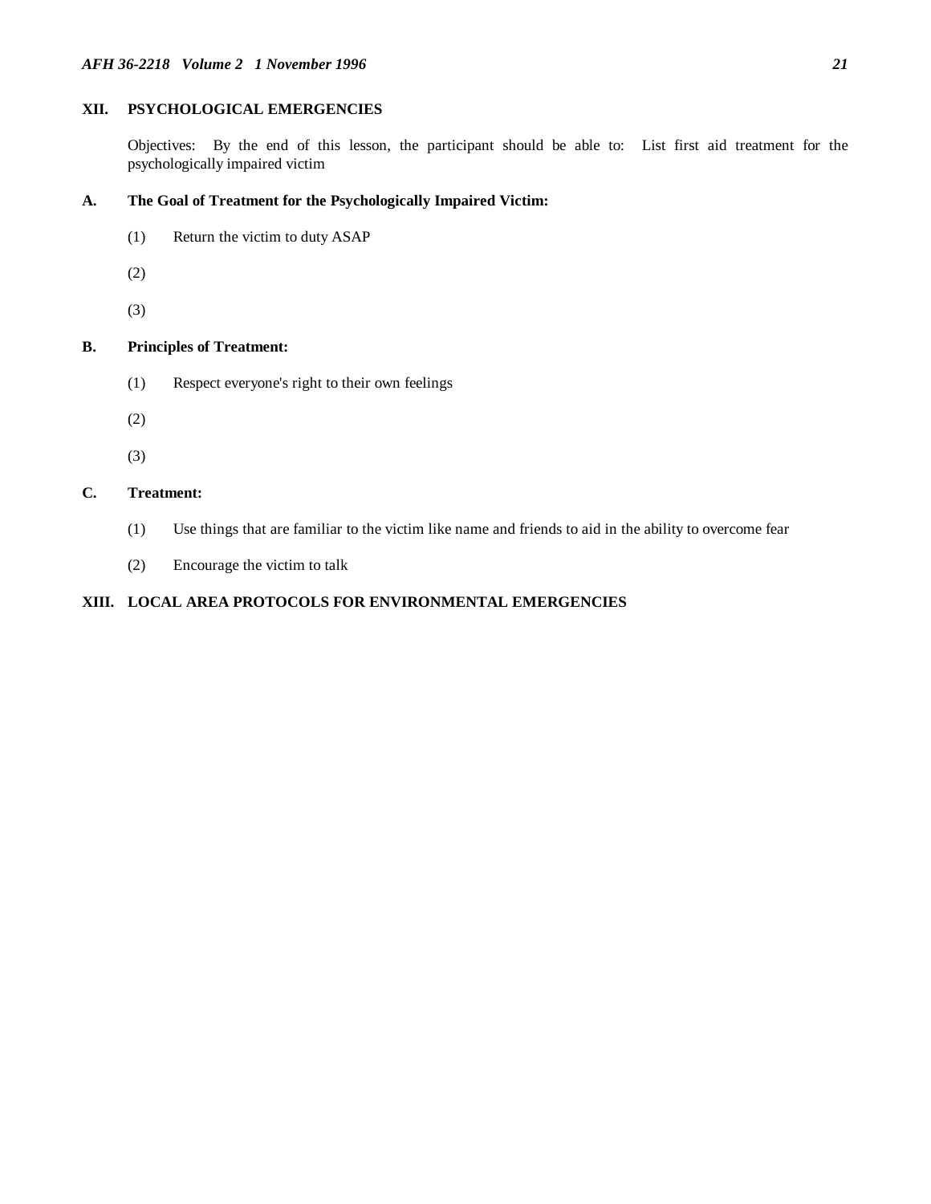## XII. PSYCHOLOGICAL EMERGENCIES

Objectives: By the end of this lesson, the participant should be able to: List first aid treatment for the psychologically impaired victim

### A. The Goal of Treatment for the Psychologically Impaired Victim:

(1) Return the victim to duty ASAP

(2)

(3)

### B. Principles of Treatment:

(1) Respect everyone's right to their own feelings

(2)

(3)

### C. Treatment:

(1) Use things that are familiar to the victim like name and friends to aid in the ability to overcome fear

(2) Encourage the victim to talk

## XIII. LOCAL AREA PROTOCOLS FOR ENVIRONMENTAL EMERGENCIES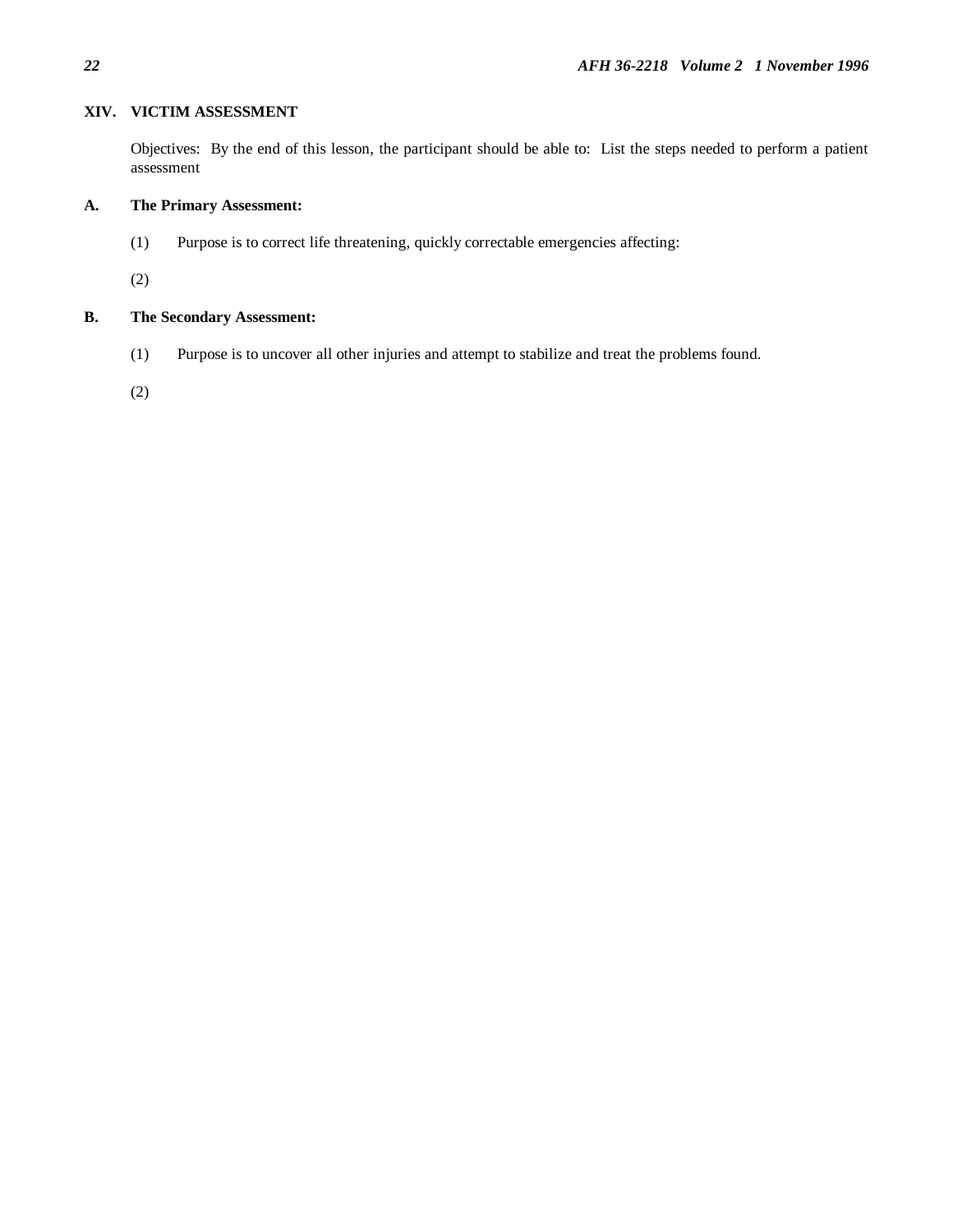## XIV. VICTIM ASSESSMENT

Objectives: By the end of this lesson, the participant should be able to: List the steps needed to perform a patient assessment

### A. The Primary Assessment:

(1) Purpose is to correct life threatening, quickly correctable emergencies affecting:

(2)

### B. The Secondary Assessment:

(1) Purpose is to uncover all other injuries and attempt to stabilize and treat the problems found.

(2)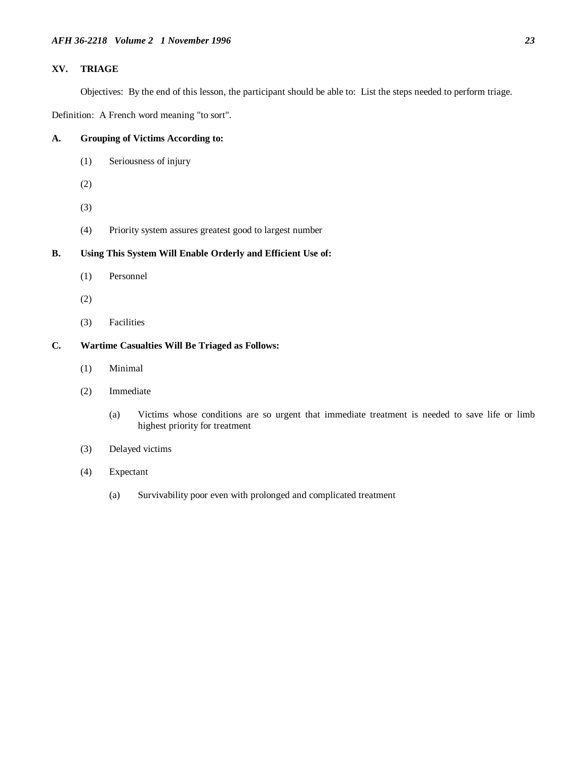## XV. TRIAGE

Objectives: By the end of this lesson, the participant should be able to: List the steps needed to perform triage.

Definition: A French word meaning "to sort".

### A. Grouping of Victims According to:

(1) Seriousness of injury

(2)

(3)

(4) Priority system assures greatest good to largest number

### B. Using This System Will Enable Orderly and Efficient Use of:

(1) Personnel

(2)

(3) Facilities

### C. Wartime Casualties Will Be Triaged as Follows:

(1) Minimal

(2) Immediate

(a) Victims whose conditions are so urgent that immediate treatment is needed to save life or limb highest priority for treatment

(3) Delayed victims

(4) Expectant

(a) Survivability poor even with prolonged and complicated treatment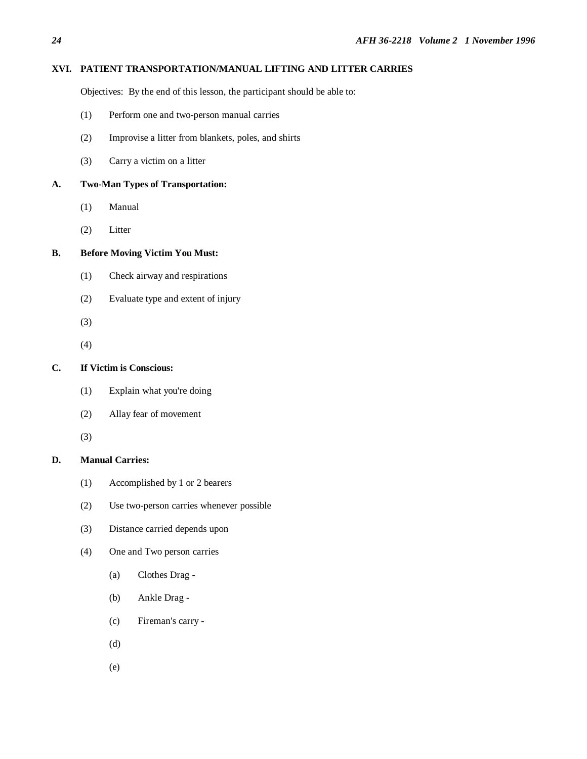## XVI. PATIENT TRANSPORTATION/MANUAL LIFTING AND LITTER CARRIES

Objectives: By the end of this lesson, the participant should be able to:

(1) Perform one and two-person manual carries

(2) Improvise a litter from blankets, poles, and shirts

(3) Carry a victim on a litter

### A. Two-Man Types of Transportation:

(1) Manual

(2) Litter

### B. Before Moving Victim You Must:

(1) Check airway and respirations

(2) Evaluate type and extent of injury

(3)

(4)

### C. If Victim is Conscious:

(1) Explain what you're doing

(2) Allay fear of movement

(3)

### D. Manual Carries:

(1) Accomplished by 1 or 2 bearers

(2) Use two-person carries whenever possible

(3) Distance carried depends upon

(4) One and Two person carries

(a) Clothes Drag -

(b) Ankle Drag -

(c) Fireman's carry -

(d)

(e)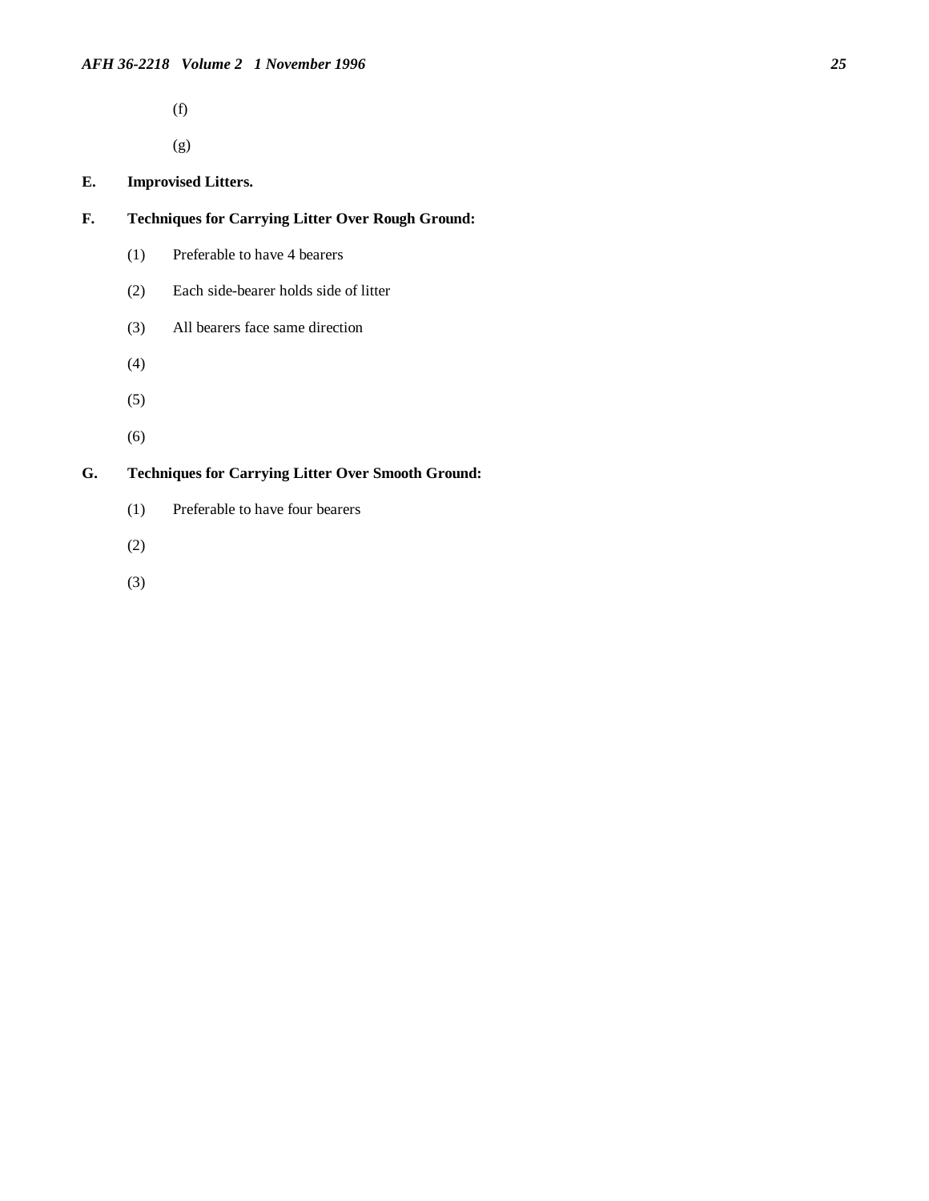(f)

(g)

**E. Improvised Litters.**

**F. Techniques for Carrying Litter Over Rough Ground:**

(1) Preferable to have 4 bearers

(2) Each side-bearer holds side of litter

(3) All bearers face same direction

(4)

(5)

(6)

**G. Techniques for Carrying Litter Over Smooth Ground:**

(1) Preferable to have four bearers

(2)

(3)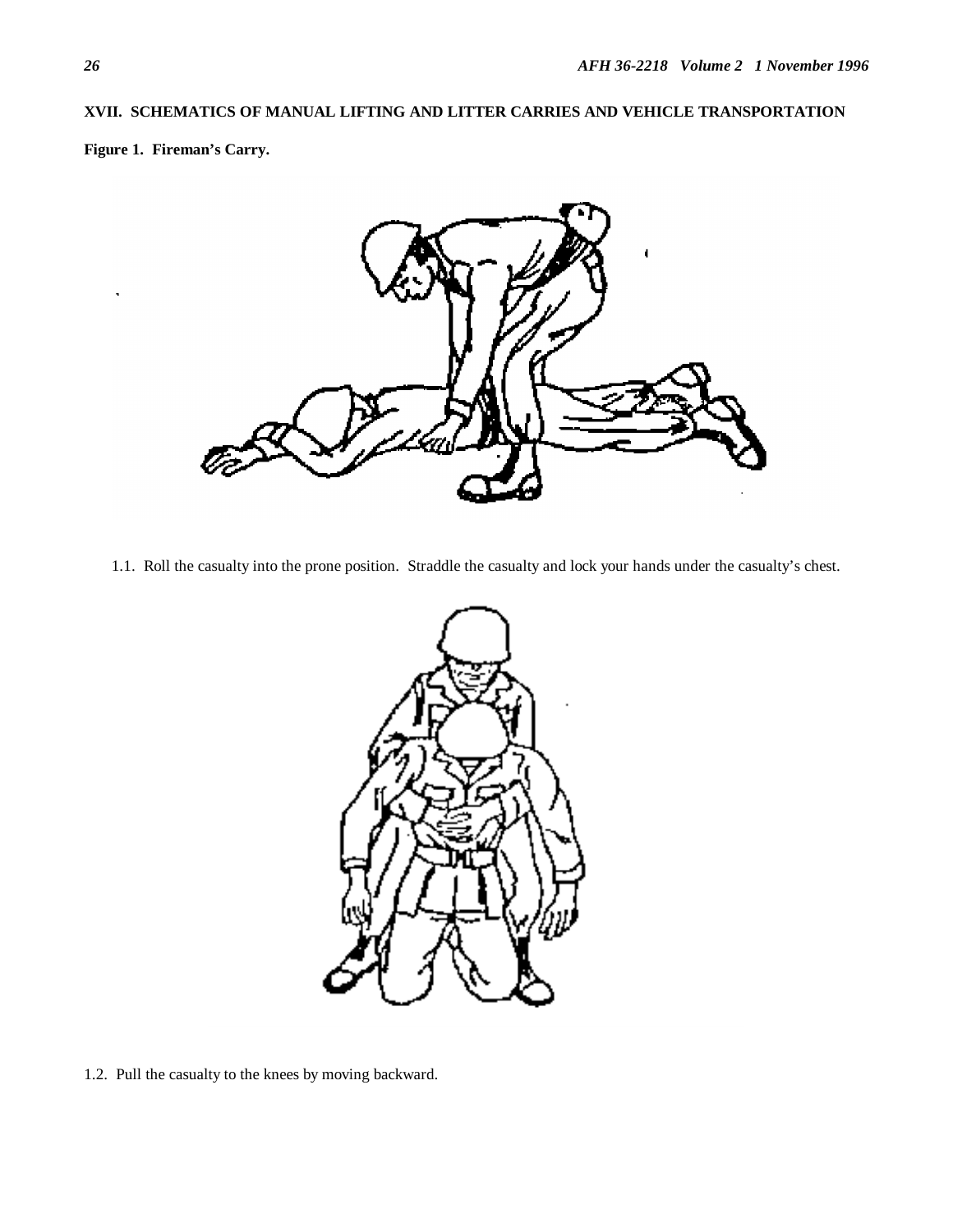## XVII. SCHEMATICS OF MANUAL LIFTING AND LITTER CARRIES AND VEHICLE TRANSPORTATION

**Figure 1. Fireman's Carry.**

1.1. Roll the casualty into the prone position. Straddle the casualty and lock your hands under the casualty's chest.

1.2. Pull the casualty to the knees by moving backward.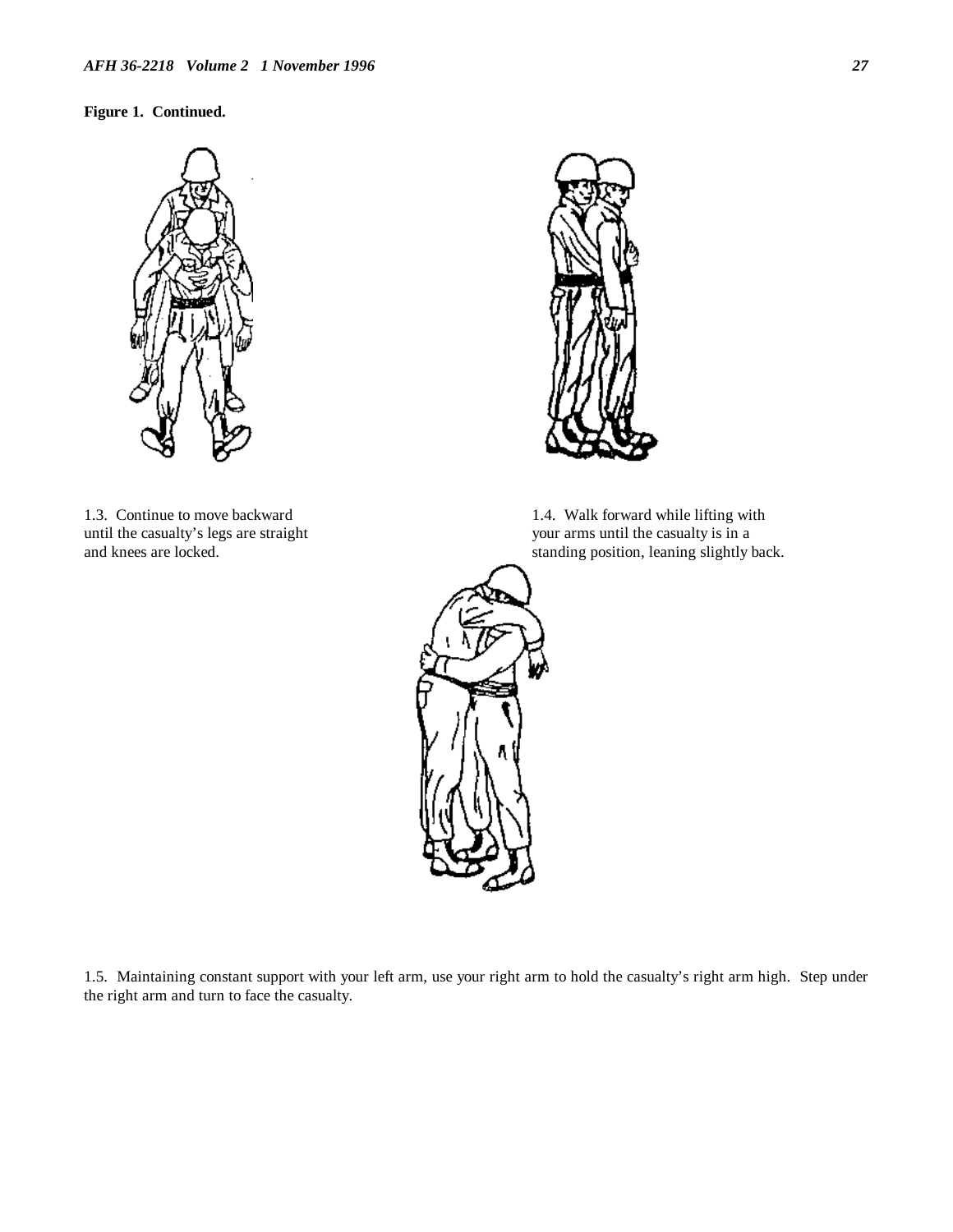**Figure 1. Continued.**

1.3. Continue to move backward until the casualty's legs are straight and knees are locked.

1.4. Walk forward while lifting with your arms until the casualty is in a standing position, leaning slightly back.

1.5. Maintaining constant support with your left arm, use your right arm to hold the casualty's right arm high. Step under the right arm and turn to face the casualty.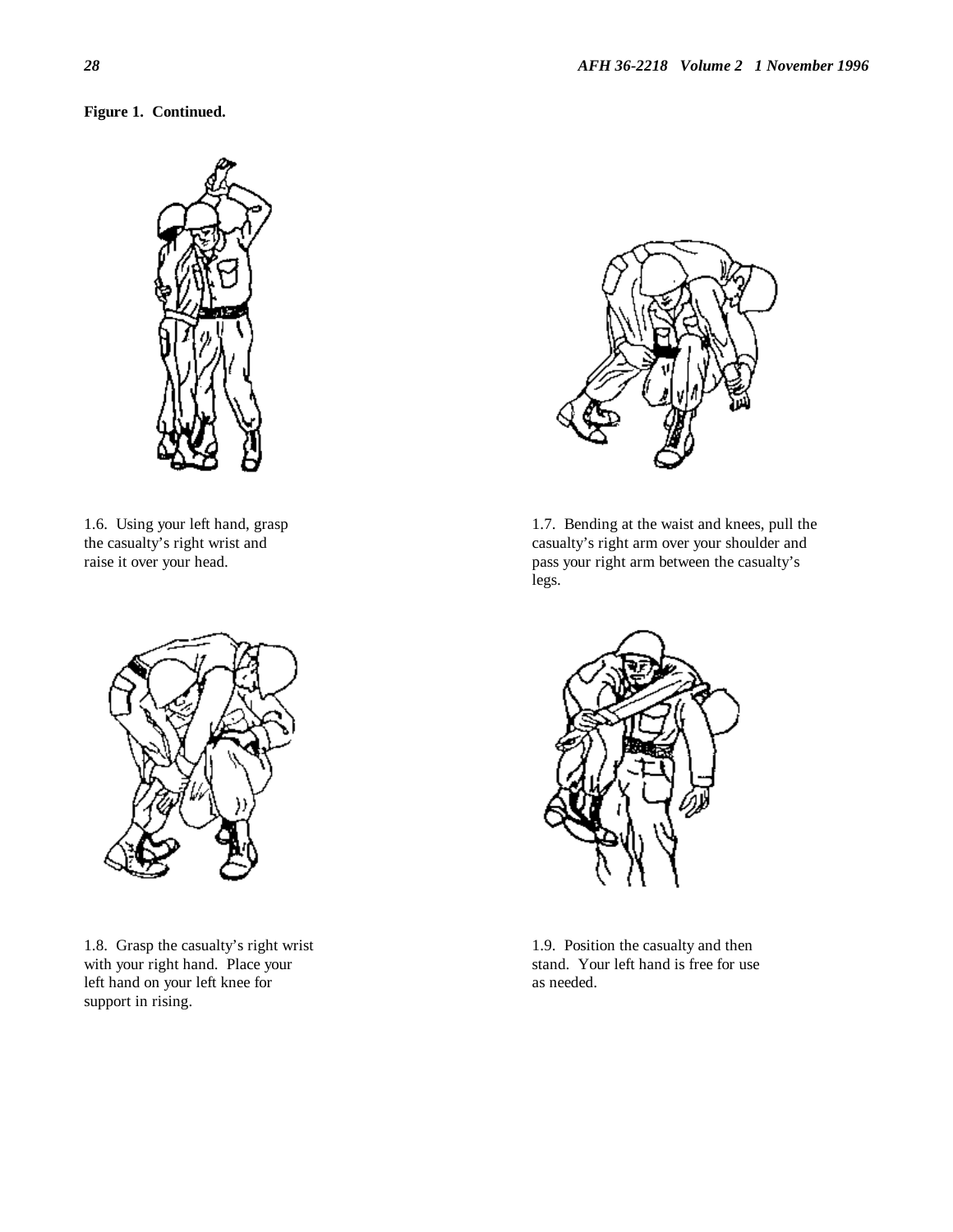**Figure 1. Continued.**

1.6. Using your left hand, grasp the casualty's right wrist and raise it over your head.

1.7. Bending at the waist and knees, pull the casualty's right arm over your shoulder and pass your right arm between the casualty's legs.

1.8. Grasp the casualty's right wrist with your right hand. Place your left hand on your left knee for support in rising.

1.9. Position the casualty and then stand. Your left hand is free for use as needed.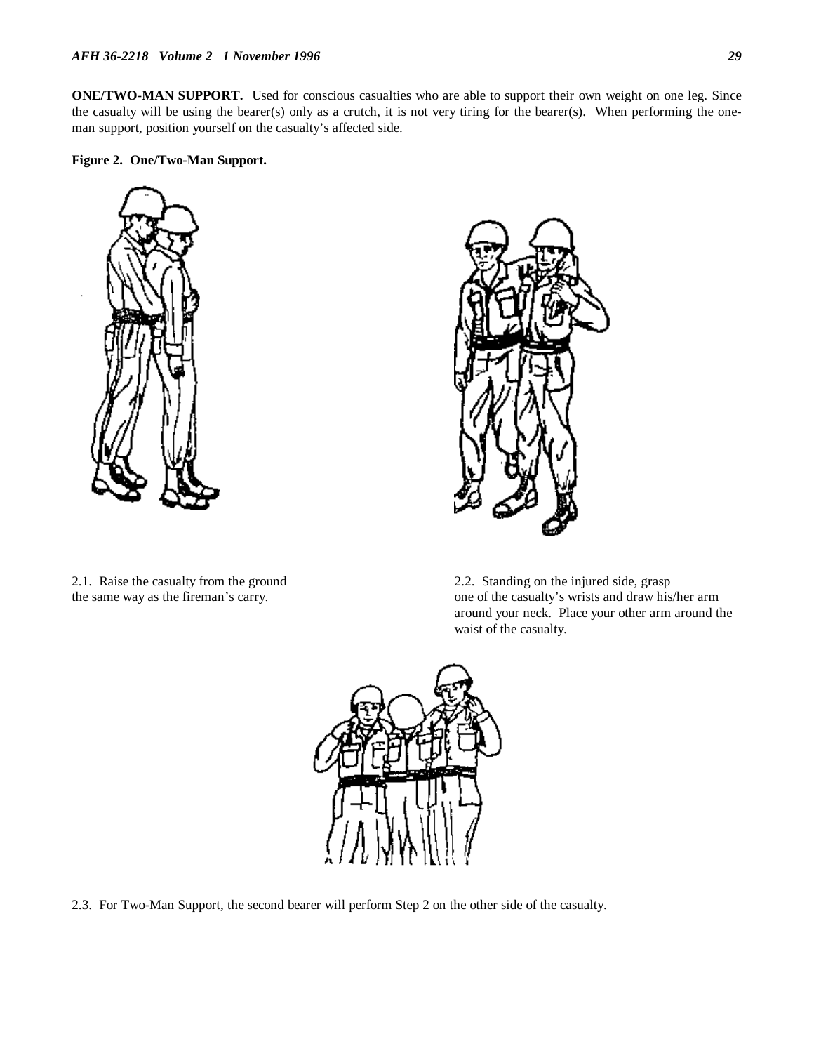**ONE/TWO-MAN SUPPORT.** Used for conscious casualties who are able to support their own weight on one leg. Since the casualty will be using the bearer(s) only as a crutch, it is not very tiring for the bearer(s). When performing the one-man support, position yourself on the casualty's affected side.

**Figure 2. One/Two-Man Support.**

2.1. Raise the casualty from the ground the same way as the fireman's carry.

2.2. Standing on the injured side, grasp one of the casualty's wrists and draw his/her arm around your neck. Place your other arm around the waist of the casualty.

2.3. For Two-Man Support, the second bearer will perform Step 2 on the other side of the casualty.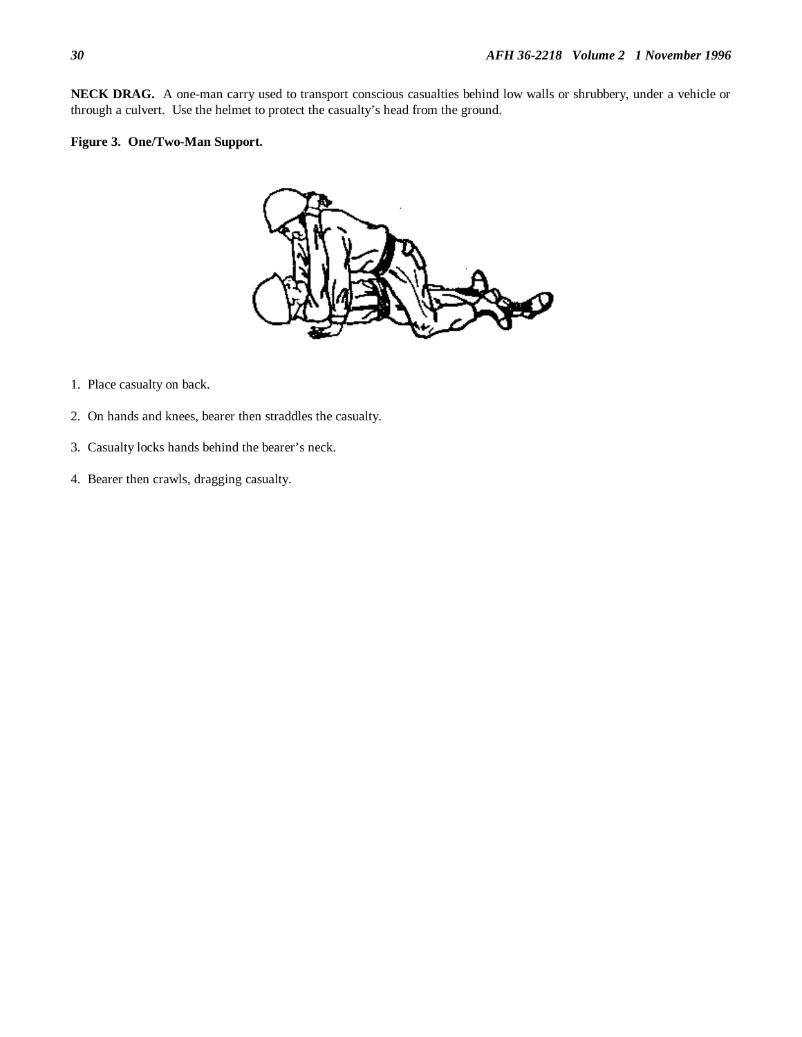**NECK DRAG.** A one-man carry used to transport conscious casualties behind low walls or shrubbery, under a vehicle or through a culvert. Use the helmet to protect the casualty's head from the ground.

**Figure 3. One/Two-Man Support.**

1. Place casualty on back.

2. On hands and knees, bearer then straddles the casualty.

3. Casualty locks hands behind the bearer's neck.

4. Bearer then crawls, dragging casualty.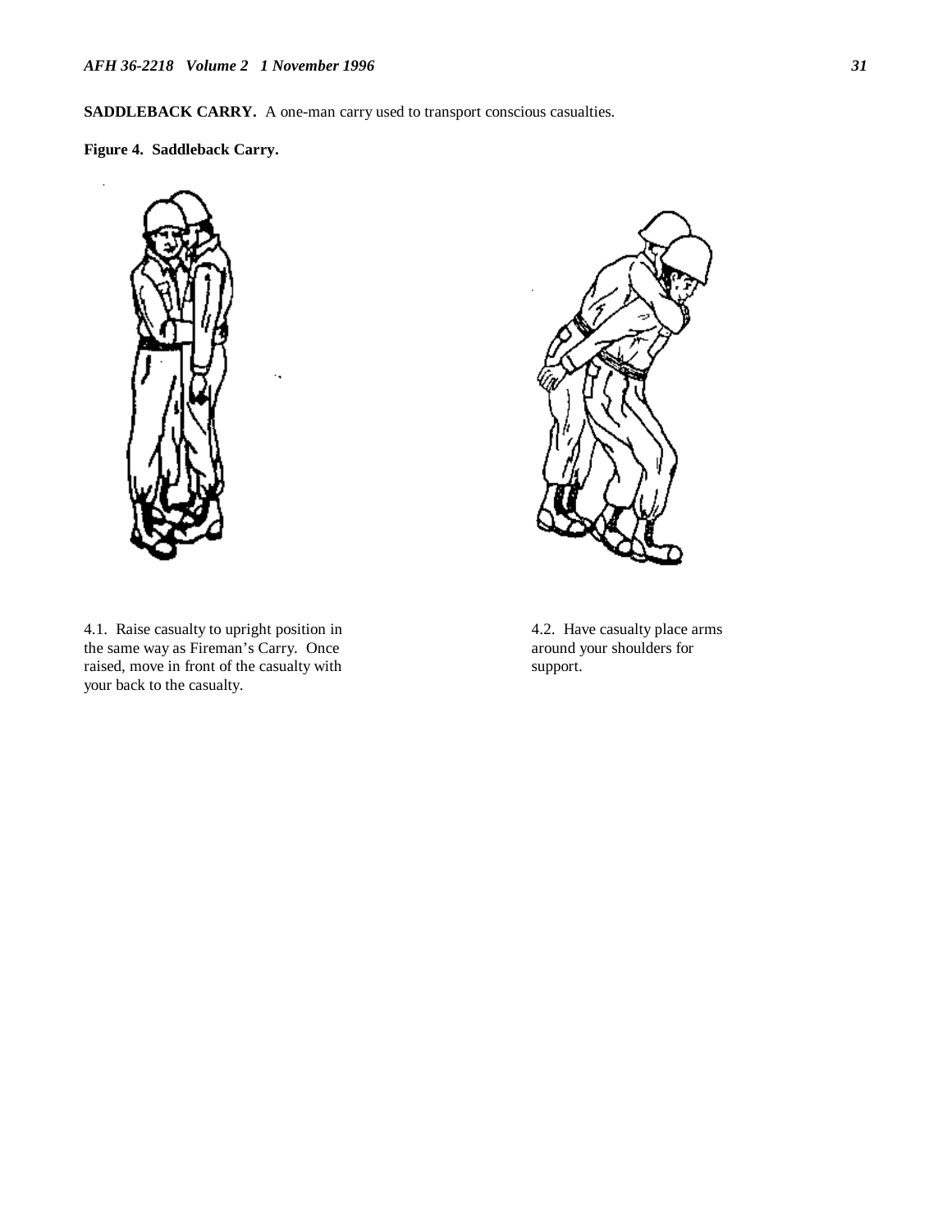**SADDLEBACK CARRY.** A one-man carry used to transport conscious casualties.

**Figure 4. Saddleback Carry.**

4.1. Raise casualty to upright position in the same way as Fireman's Carry. Once raised, move in front of the casualty with your back to the casualty.

4.2. Have casualty place arms around your shoulders for support.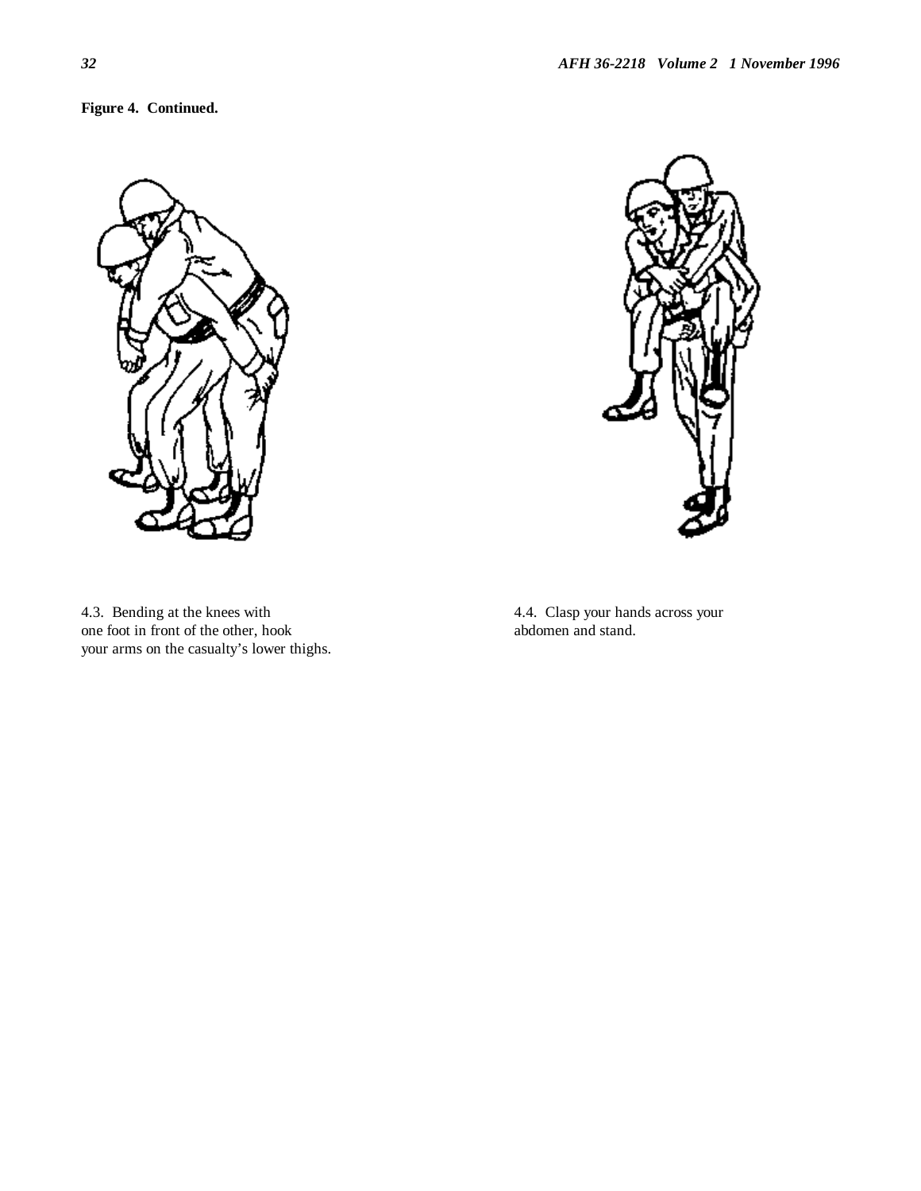**Figure 4. Continued.**

4.3. Bending at the knees with one foot in front of the other, hook your arms on the casualty's lower thighs.

4.4. Clasp your hands across your abdomen and stand.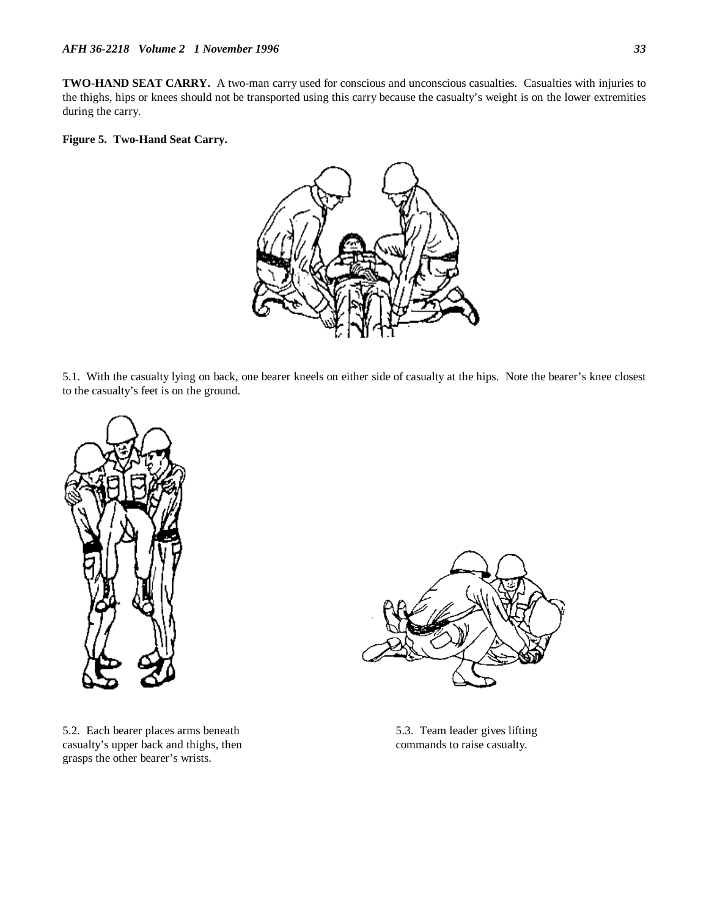**TWO-HAND SEAT CARRY.** A two-man carry used for conscious and unconscious casualties. Casualties with injuries to the thighs, hips or knees should not be transported using this carry because the casualty's weight is on the lower extremities during the carry.

**Figure 5. Two-Hand Seat Carry.**

5.1. With the casualty lying on back, one bearer kneels on either side of casualty at the hips. Note the bearer's knee closest to the casualty's feet is on the ground.

5.2. Each bearer places arms beneath casualty's upper back and thighs, then grasps the other bearer's wrists.

5.3. Team leader gives lifting commands to raise casualty.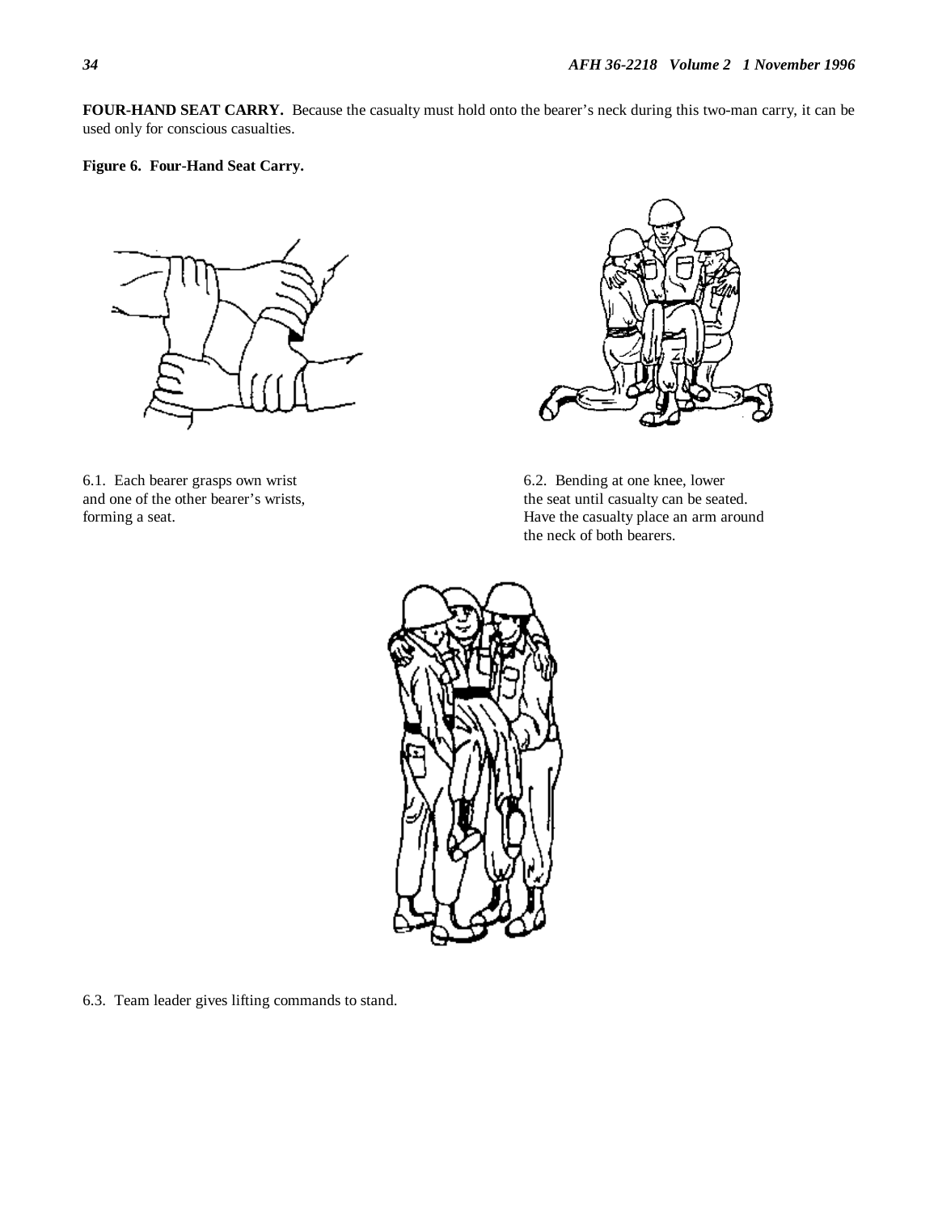**FOUR-HAND SEAT CARRY.** Because the casualty must hold onto the bearer's neck during this two-man carry, it can be used only for conscious casualties.

**Figure 6. Four-Hand Seat Carry.**

6.1. Each bearer grasps own wrist and one of the other bearer's wrists, forming a seat.

6.2. Bending at one knee, lower the seat until casualty can be seated. Have the casualty place an arm around the neck of both bearers.

6.3. Team leader gives lifting commands to stand.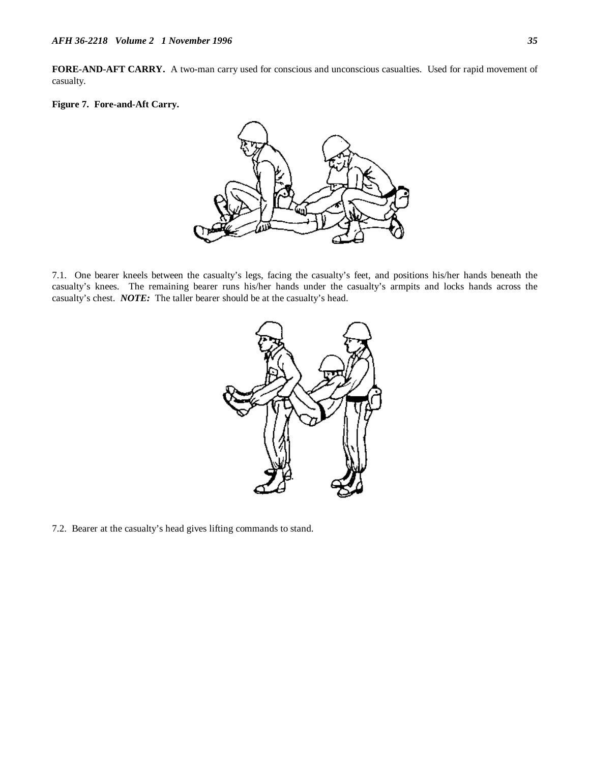**FORE-AND-AFT CARRY.** A two-man carry used for conscious and unconscious casualties. Used for rapid movement of casualty.

**Figure 7. Fore-and-Aft Carry.**

7.1. One bearer kneels between the casualty's legs, facing the casualty's feet, and positions his/her hands beneath the casualty's knees. The remaining bearer runs his/her hands under the casualty's armpits and locks hands across the casualty's chest. ***NOTE:*** The taller bearer should be at the casualty's head.

7.2. Bearer at the casualty's head gives lifting commands to stand.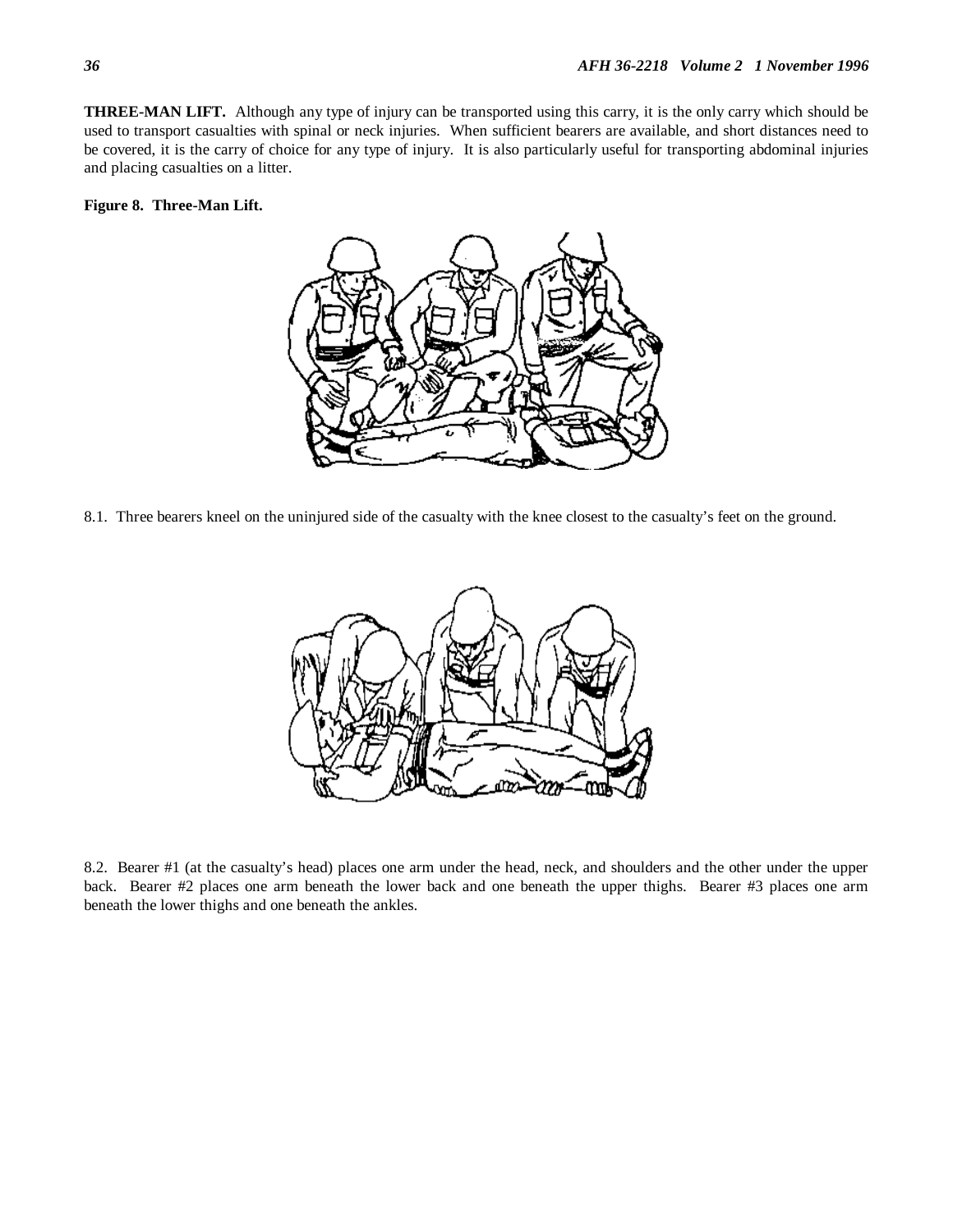**THREE-MAN LIFT.** Although any type of injury can be transported using this carry, it is the only carry which should be used to transport casualties with spinal or neck injuries. When sufficient bearers are available, and short distances need to be covered, it is the carry of choice for any type of injury. It is also particularly useful for transporting abdominal injuries and placing casualties on a litter.

**Figure 8. Three-Man Lift.**

8.1. Three bearers kneel on the uninjured side of the casualty with the knee closest to the casualty's feet on the ground.

8.2. Bearer #1 (at the casualty's head) places one arm under the head, neck, and shoulders and the other under the upper back. Bearer #2 places one arm beneath the lower back and one beneath the upper thighs. Bearer #3 places one arm beneath the lower thighs and one beneath the ankles.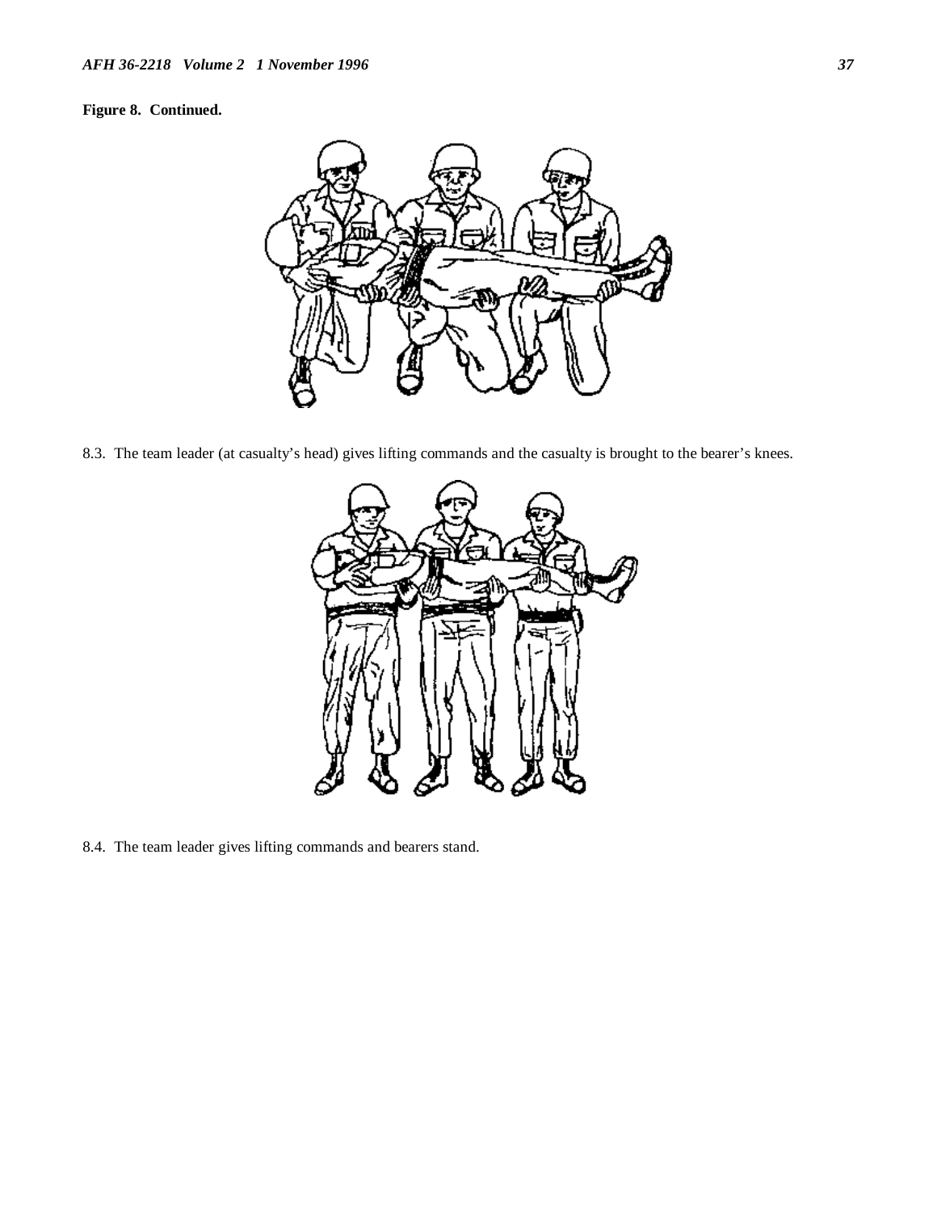**Figure 8. Continued.**

8.3. The team leader (at casualty's head) gives lifting commands and the casualty is brought to the bearer's knees.

8.4. The team leader gives lifting commands and bearers stand.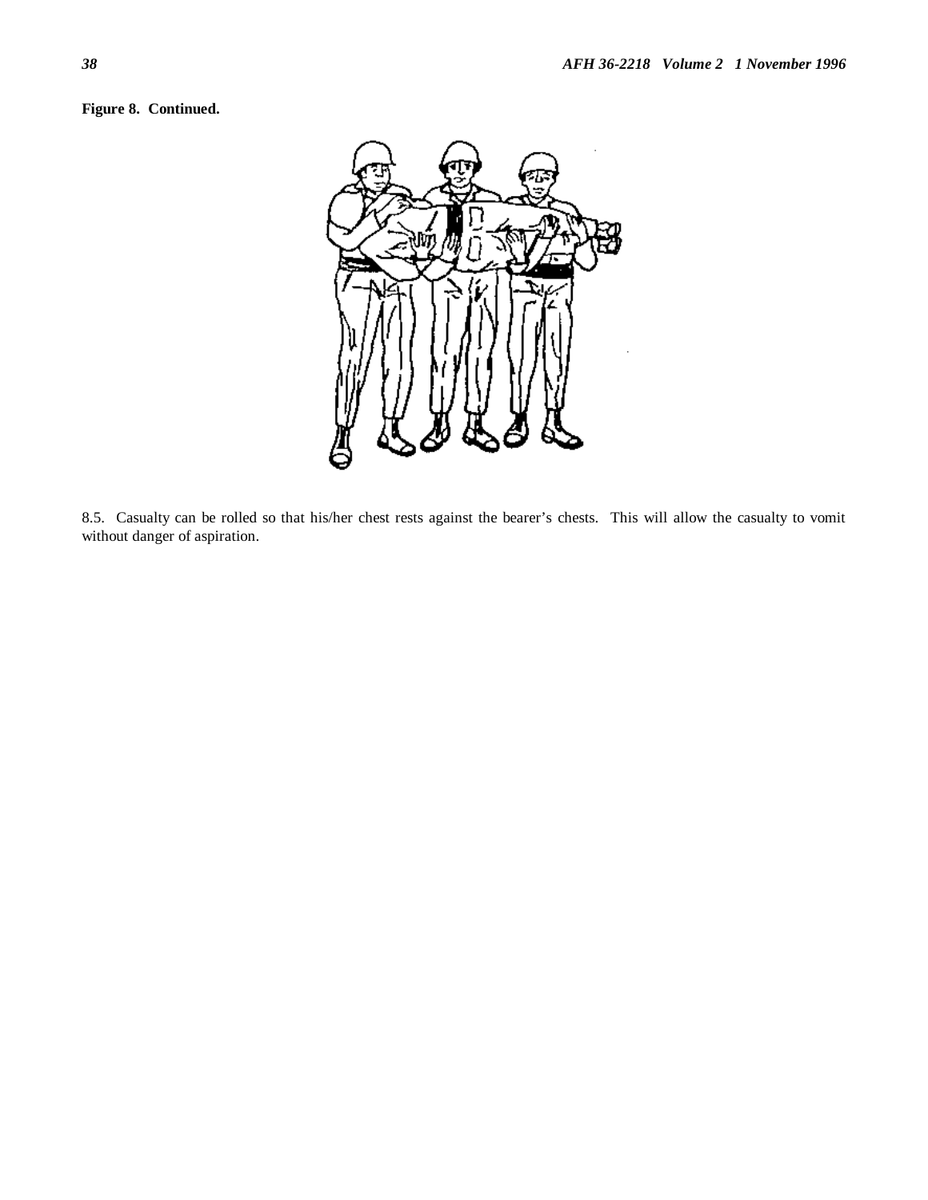**Figure 8. Continued.**

8.5. Casualty can be rolled so that his/her chest rests against the bearer's chests. This will allow the casualty to vomit without danger of aspiration.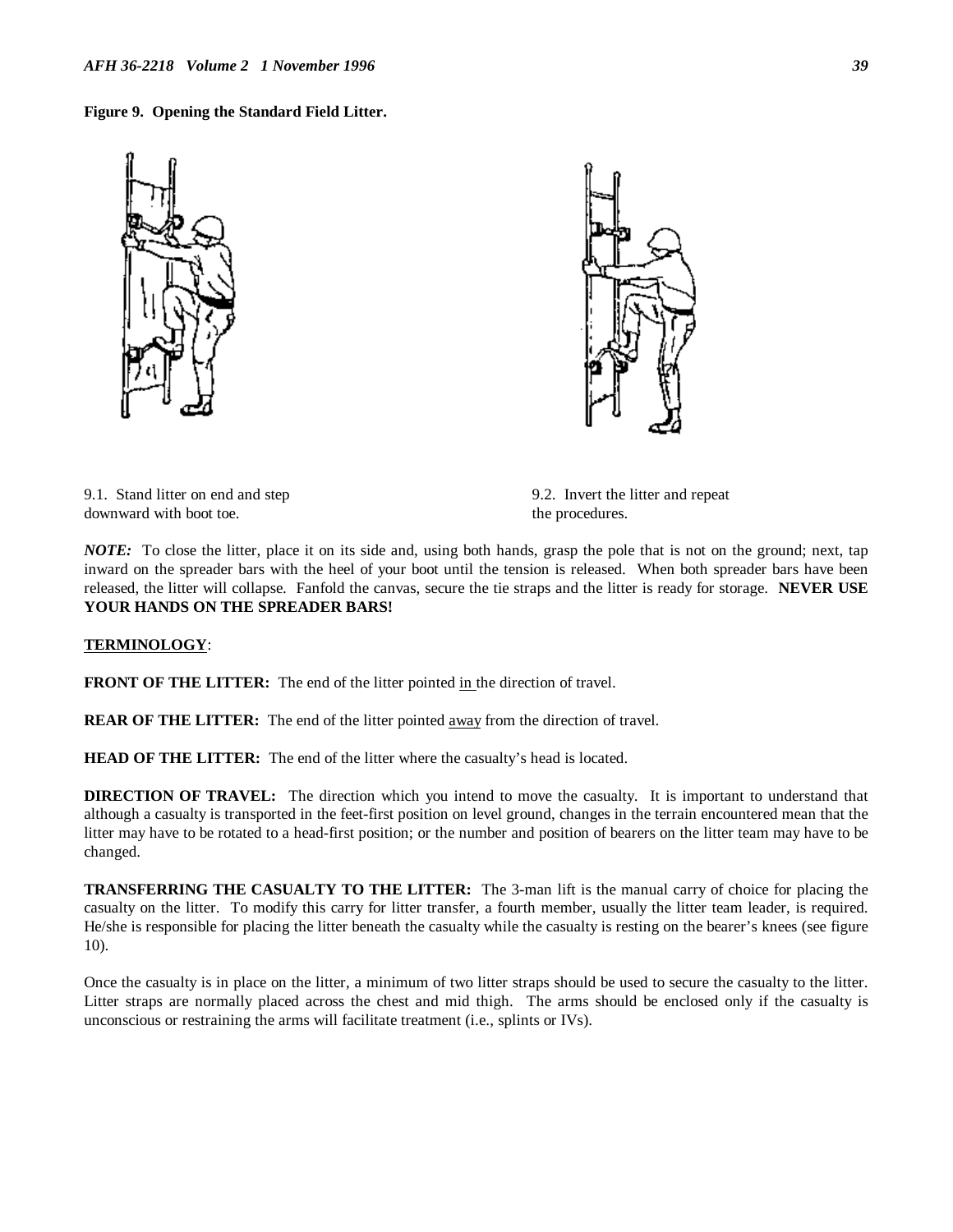**Figure 9. Opening the Standard Field Litter.**

9.1. Stand litter on end and step downward with boot toe.

9.2. Invert the litter and repeat the procedures.

***NOTE:*** To close the litter, place it on its side and, using both hands, grasp the pole that is not on the ground; next, tap inward on the spreader bars with the heel of your boot until the tension is released. When both spreader bars have been released, the litter will collapse. Fanfold the canvas, secure the tie straps and the litter is ready for storage. **NEVER USE YOUR HANDS ON THE SPREADER BARS!**

**TERMINOLOGY**:

**FRONT OF THE LITTER:** The end of the litter pointed in the direction of travel.

**REAR OF THE LITTER:** The end of the litter pointed away from the direction of travel.

**HEAD OF THE LITTER:** The end of the litter where the casualty's head is located.

**DIRECTION OF TRAVEL:** The direction which you intend to move the casualty. It is important to understand that although a casualty is transported in the feet-first position on level ground, changes in the terrain encountered mean that the litter may have to be rotated to a head-first position; or the number and position of bearers on the litter team may have to be changed.

**TRANSFERRING THE CASUALTY TO THE LITTER:** The 3-man lift is the manual carry of choice for placing the casualty on the litter. To modify this carry for litter transfer, a fourth member, usually the litter team leader, is required. He/she is responsible for placing the litter beneath the casualty while the casualty is resting on the bearer's knees (see figure 10).

Once the casualty is in place on the litter, a minimum of two litter straps should be used to secure the casualty to the litter. Litter straps are normally placed across the chest and mid thigh. The arms should be enclosed only if the casualty is unconscious or restraining the arms will facilitate treatment (i.e., splints or IVs).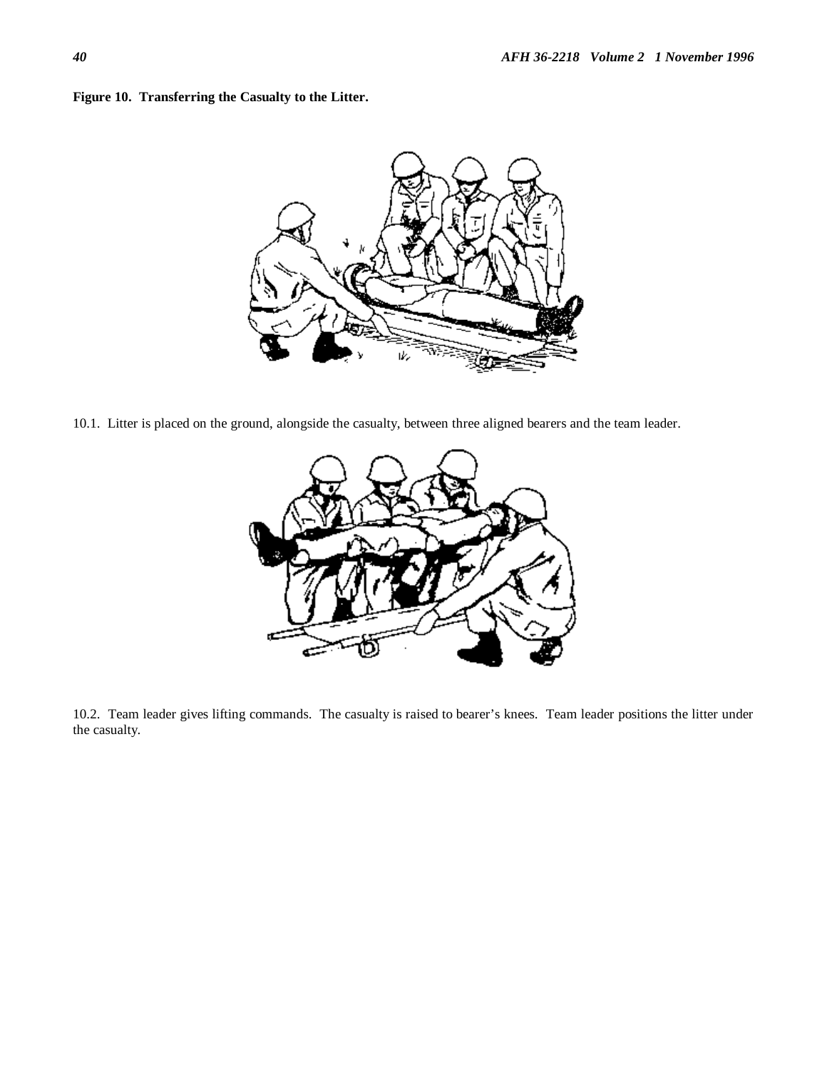**Figure 10. Transferring the Casualty to the Litter.**

10.1. Litter is placed on the ground, alongside the casualty, between three aligned bearers and the team leader.

10.2. Team leader gives lifting commands. The casualty is raised to bearer's knees. Team leader positions the litter under the casualty.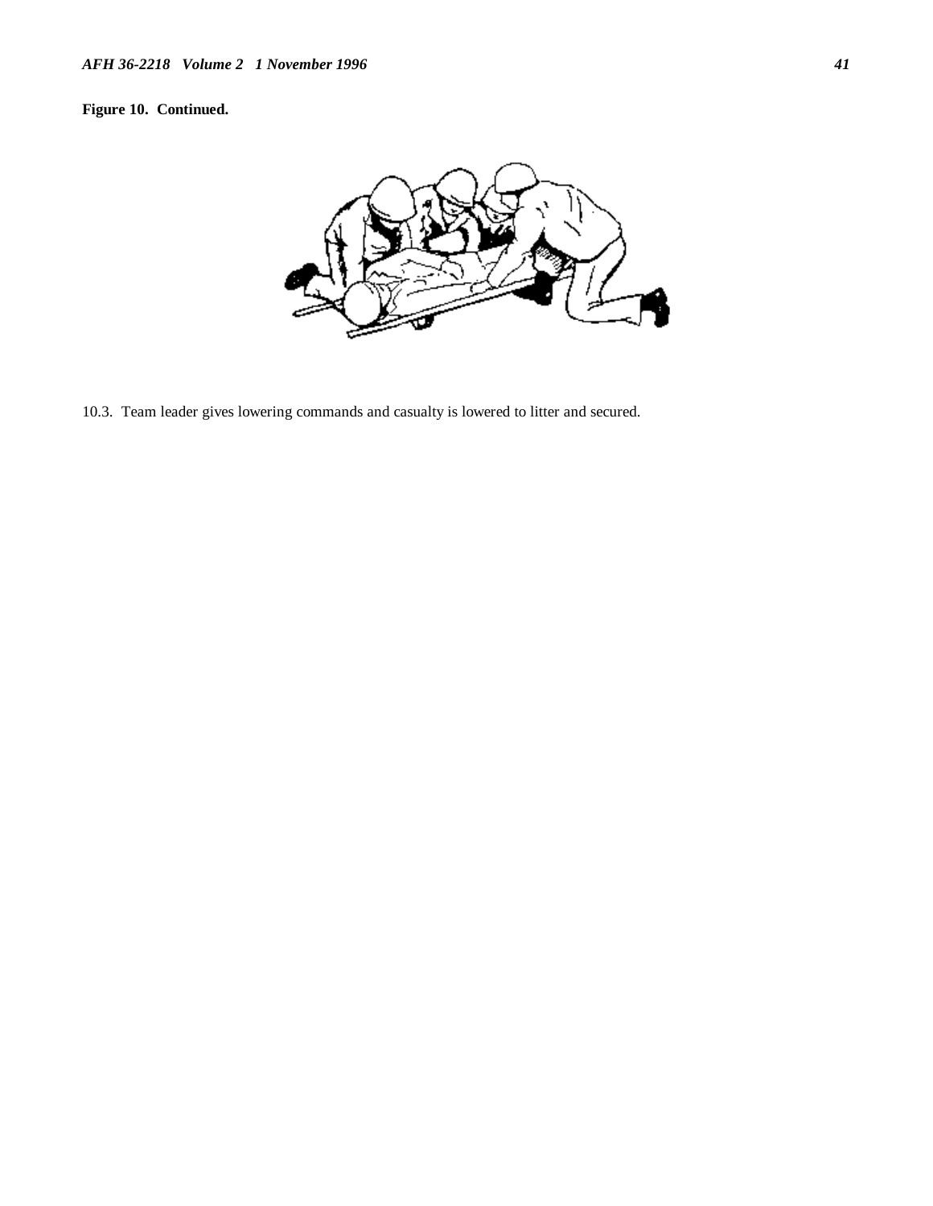**Figure 10. Continued.**

10.3. Team leader gives lowering commands and casualty is lowered to litter and secured.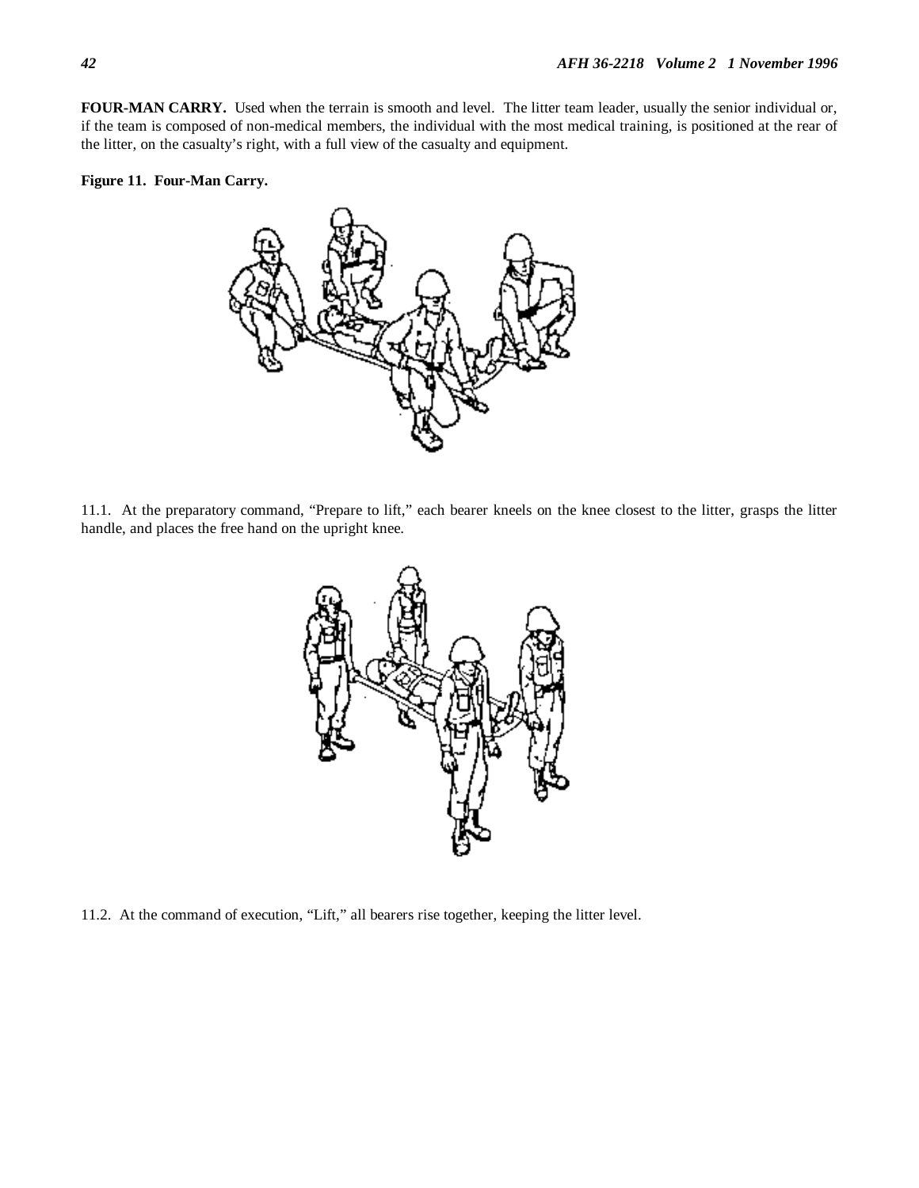**FOUR-MAN CARRY.** Used when the terrain is smooth and level. The litter team leader, usually the senior individual or, if the team is composed of non-medical members, the individual with the most medical training, is positioned at the rear of the litter, on the casualty's right, with a full view of the casualty and equipment.

**Figure 11. Four-Man Carry.**

11.1. At the preparatory command, "Prepare to lift," each bearer kneels on the knee closest to the litter, grasps the litter handle, and places the free hand on the upright knee.

11.2. At the command of execution, "Lift," all bearers rise together, keeping the litter level.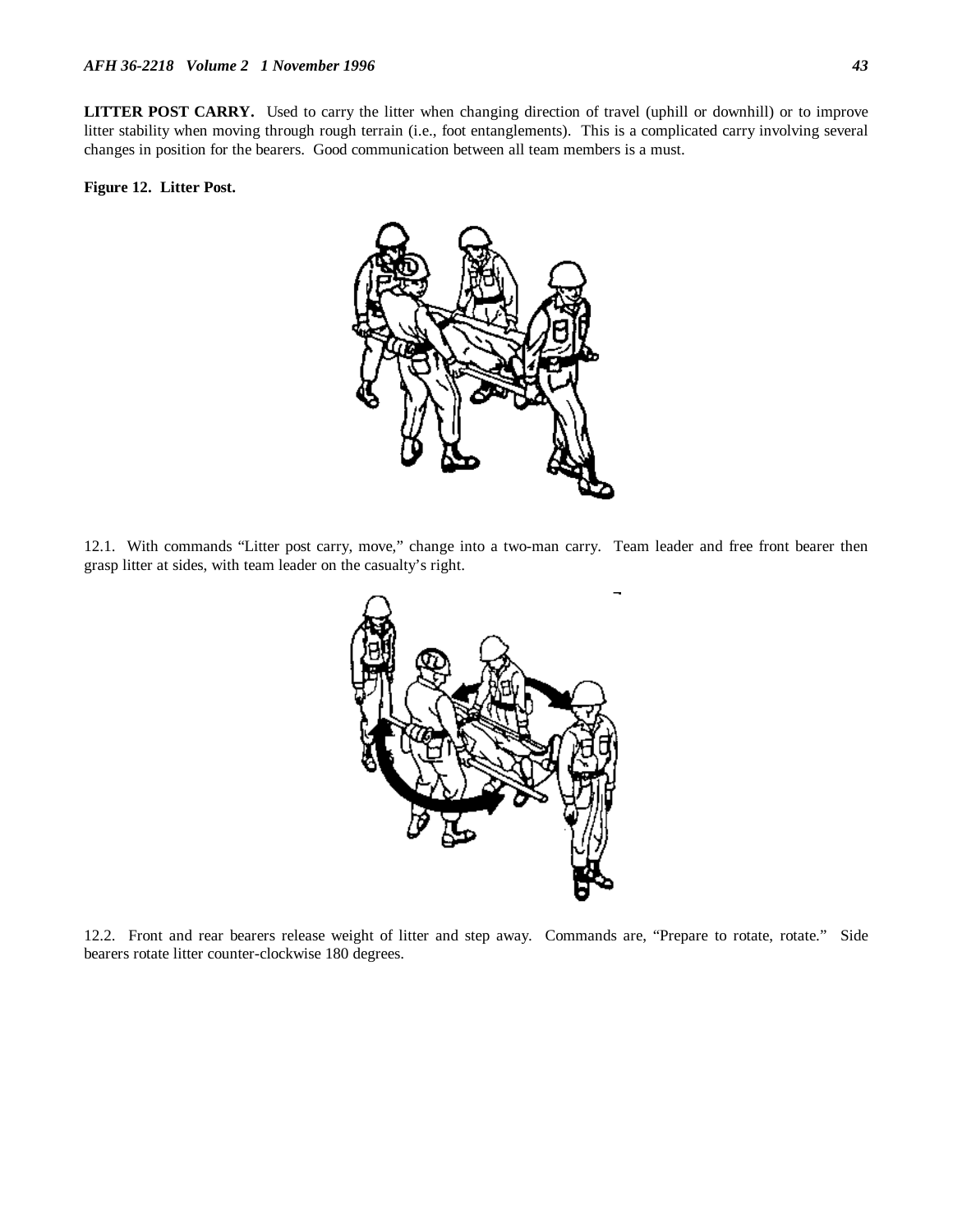**LITTER POST CARRY.** Used to carry the litter when changing direction of travel (uphill or downhill) or to improve litter stability when moving through rough terrain (i.e., foot entanglements). This is a complicated carry involving several changes in position for the bearers. Good communication between all team members is a must.

**Figure 12. Litter Post.**

12.1. With commands "Litter post carry, move," change into a two-man carry. Team leader and free front bearer then grasp litter at sides, with team leader on the casualty's right.

12.2. Front and rear bearers release weight of litter and step away. Commands are, "Prepare to rotate, rotate." Side bearers rotate litter counter-clockwise 180 degrees.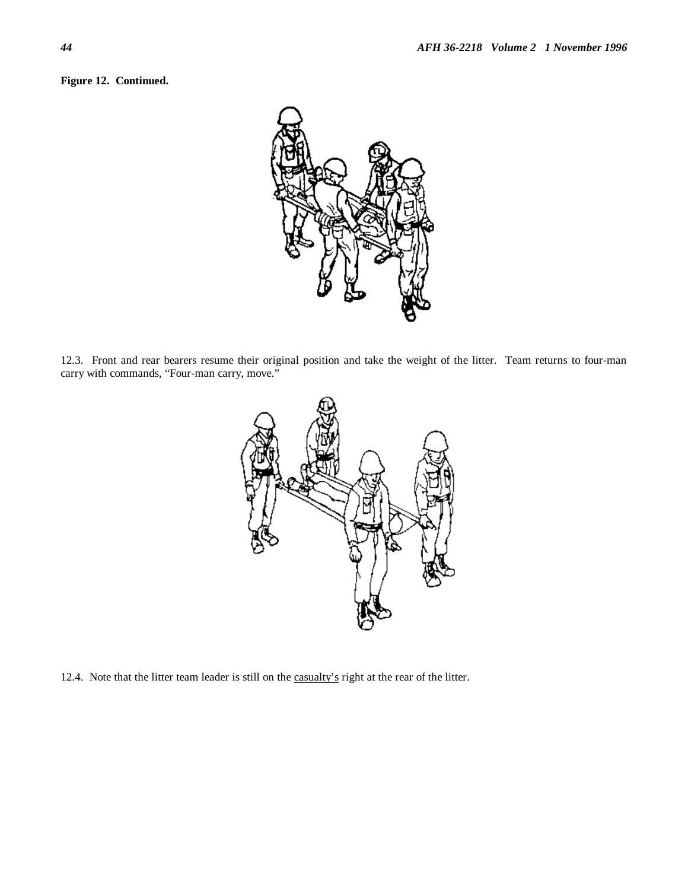**Figure 12. Continued.**

12.3. Front and rear bearers resume their original position and take the weight of the litter. Team returns to four-man carry with commands, "Four-man carry, move."

12.4. Note that the litter team leader is still on the casualty's right at the rear of the litter.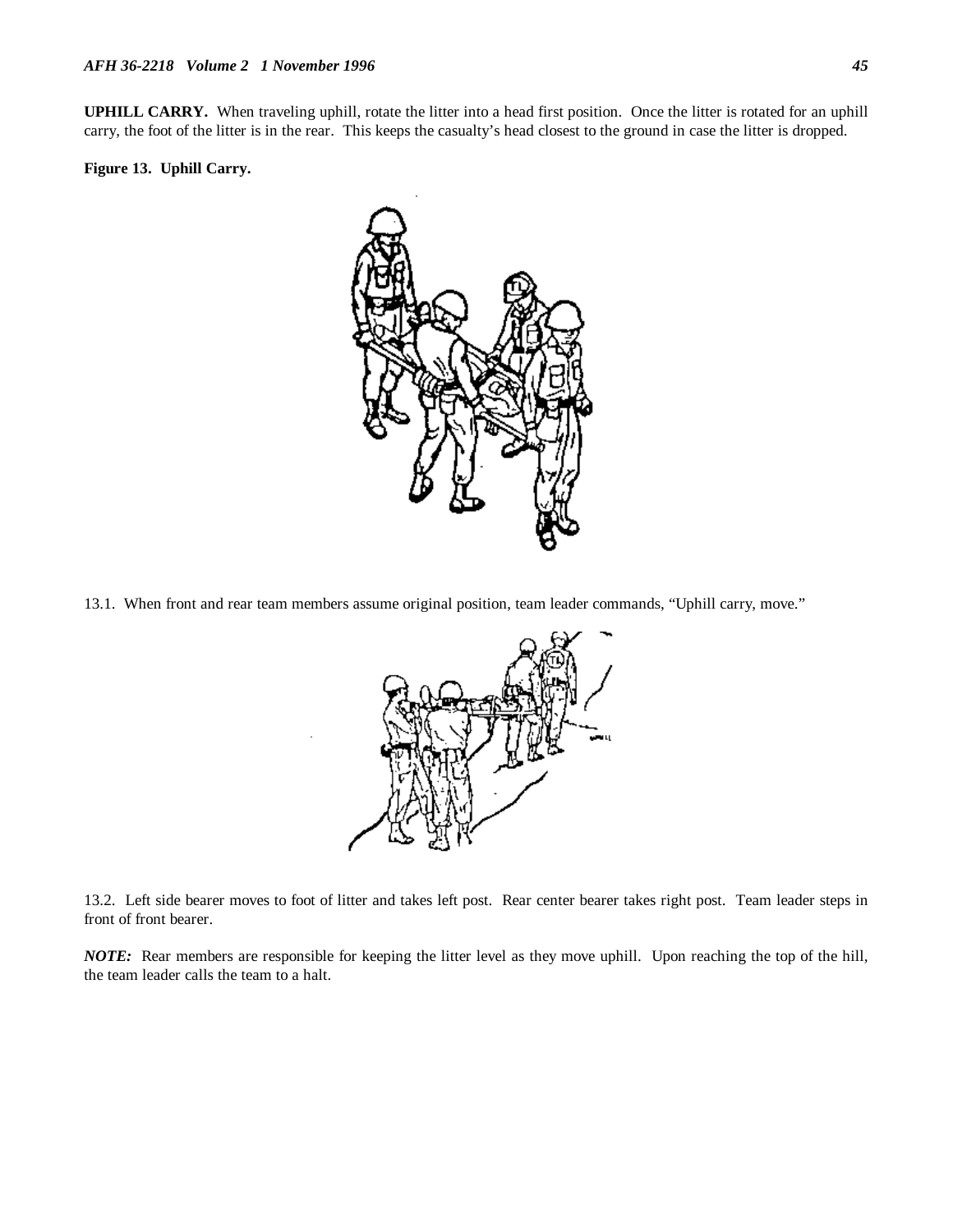**UPHILL CARRY.** When traveling uphill, rotate the litter into a head first position. Once the litter is rotated for an uphill carry, the foot of the litter is in the rear. This keeps the casualty's head closest to the ground in case the litter is dropped.

**Figure 13. Uphill Carry.**

13.1. When front and rear team members assume original position, team leader commands, "Uphill carry, move."

13.2. Left side bearer moves to foot of litter and takes left post. Rear center bearer takes right post. Team leader steps in front of front bearer.

***NOTE:*** Rear members are responsible for keeping the litter level as they move uphill. Upon reaching the top of the hill, the team leader calls the team to a halt.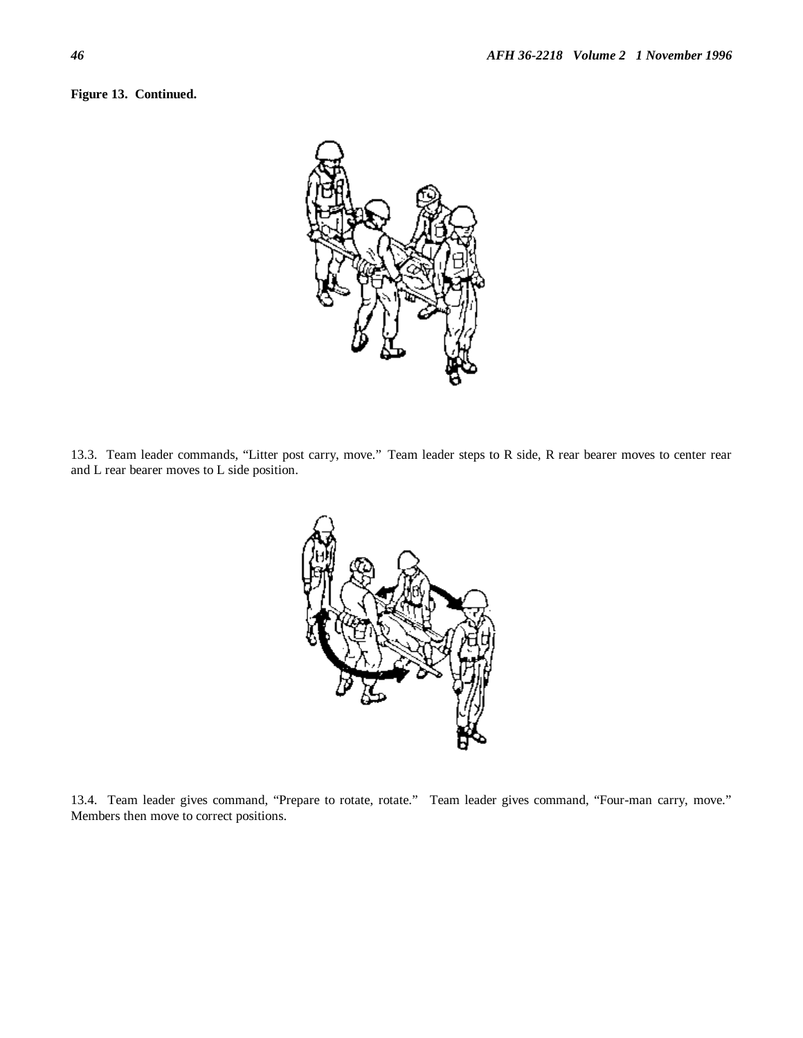**Figure 13. Continued.**

13.3. Team leader commands, “Litter post carry, move.” Team leader steps to R side, R rear bearer moves to center rear and L rear bearer moves to L side position.

13.4. Team leader gives command, “Prepare to rotate, rotate.” Team leader gives command, “Four-man carry, move.” Members then move to correct positions.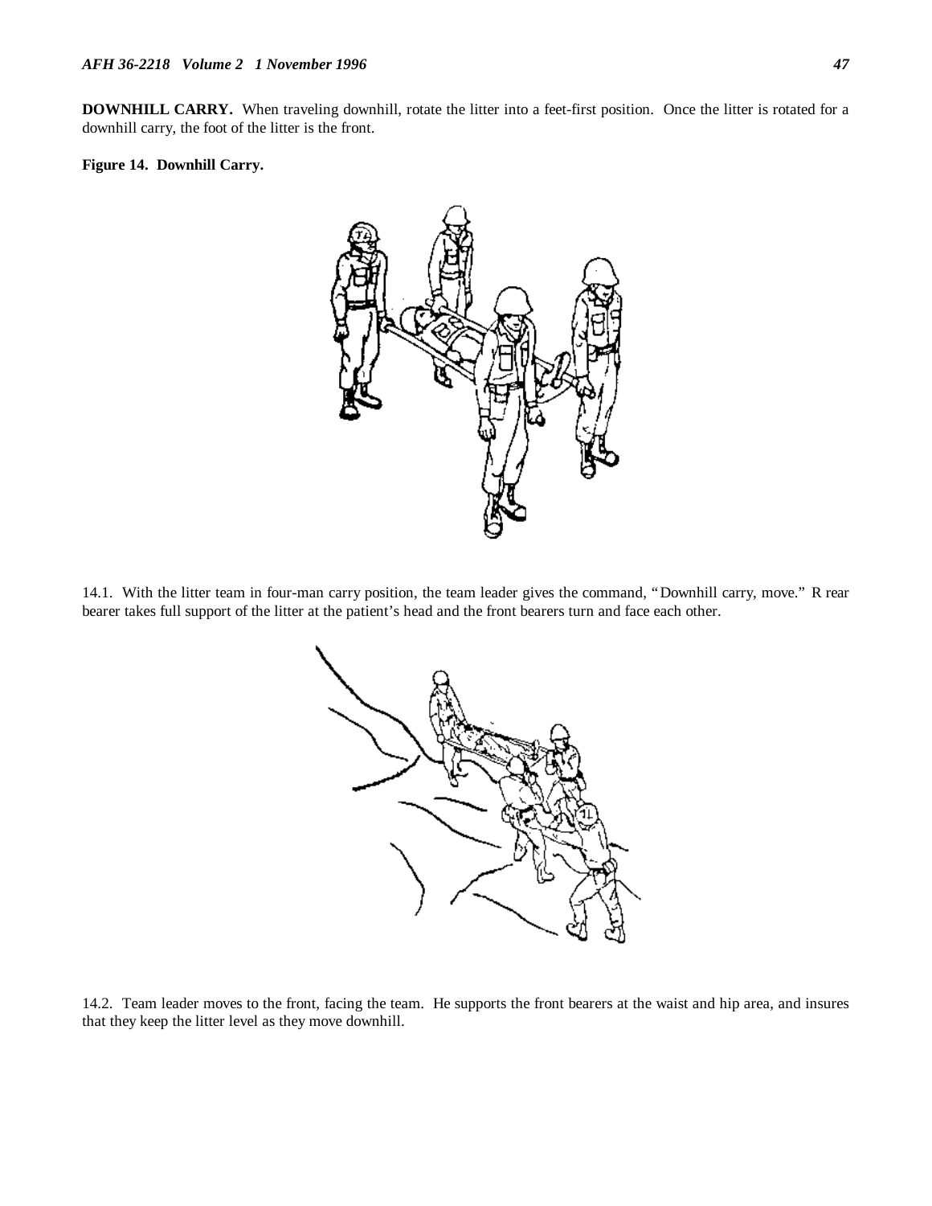**DOWNHILL CARRY.** When traveling downhill, rotate the litter into a feet-first position. Once the litter is rotated for a downhill carry, the foot of the litter is the front.

**Figure 14. Downhill Carry.**

14.1. With the litter team in four-man carry position, the team leader gives the command, "Downhill carry, move." R rear bearer takes full support of the litter at the patient's head and the front bearers turn and face each other.

14.2. Team leader moves to the front, facing the team. He supports the front bearers at the waist and hip area, and insures that they keep the litter level as they move downhill.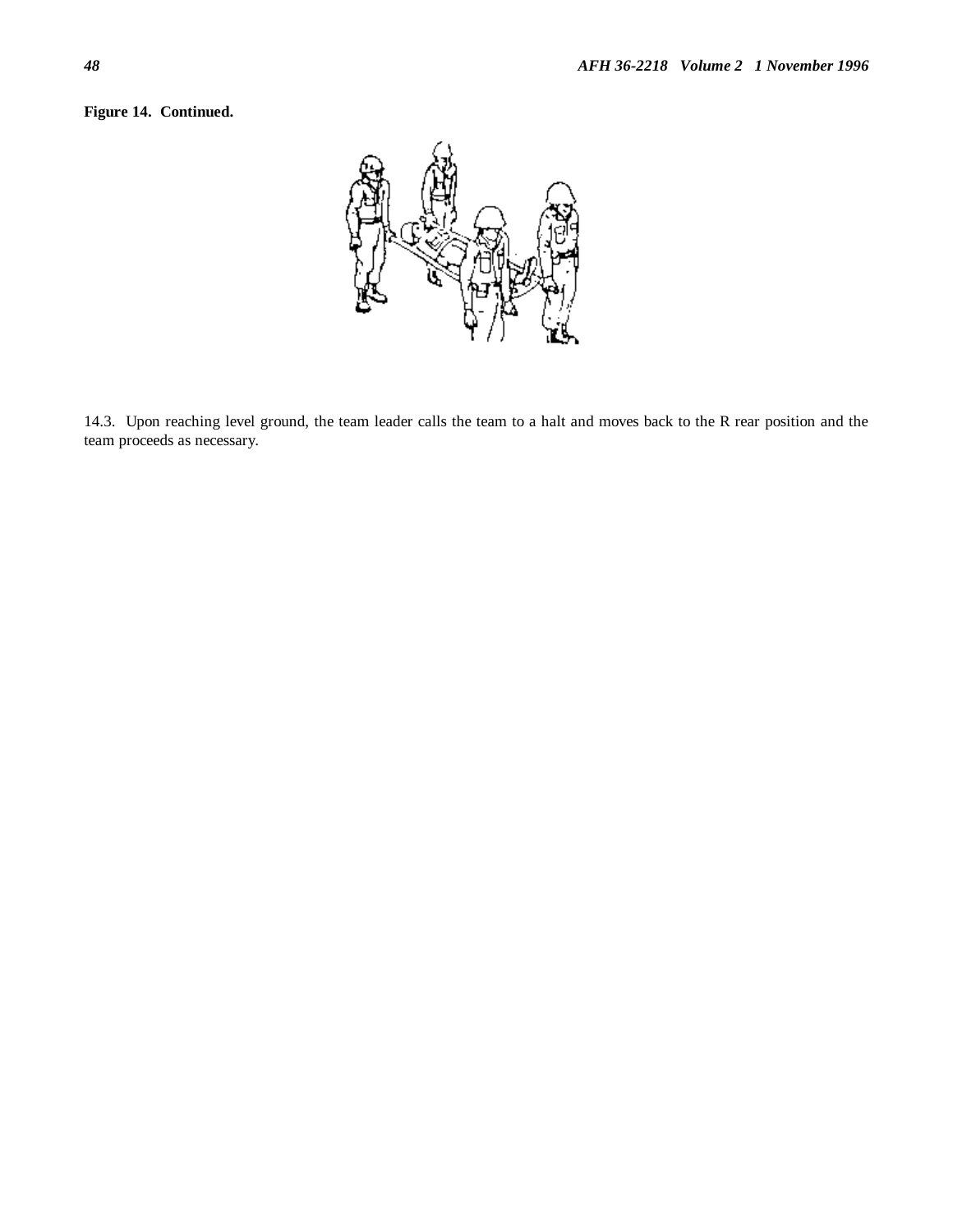**Figure 14. Continued.**

14.3. Upon reaching level ground, the team leader calls the team to a halt and moves back to the R rear position and the team proceeds as necessary.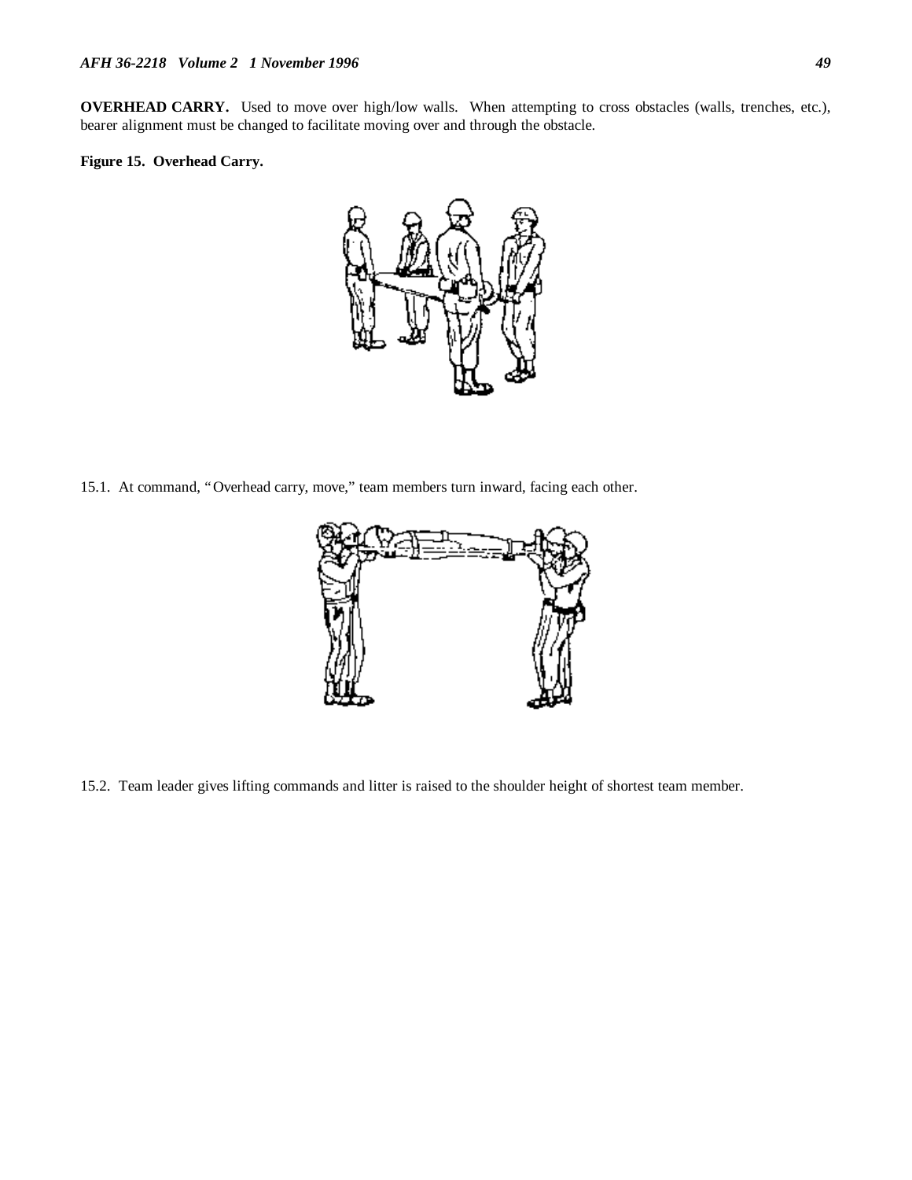**OVERHEAD CARRY.** Used to move over high/low walls. When attempting to cross obstacles (walls, trenches, etc.), bearer alignment must be changed to facilitate moving over and through the obstacle.

**Figure 15. Overhead Carry.**

15.1. At command, "Overhead carry, move," team members turn inward, facing each other.

15.2. Team leader gives lifting commands and litter is raised to the shoulder height of shortest team member.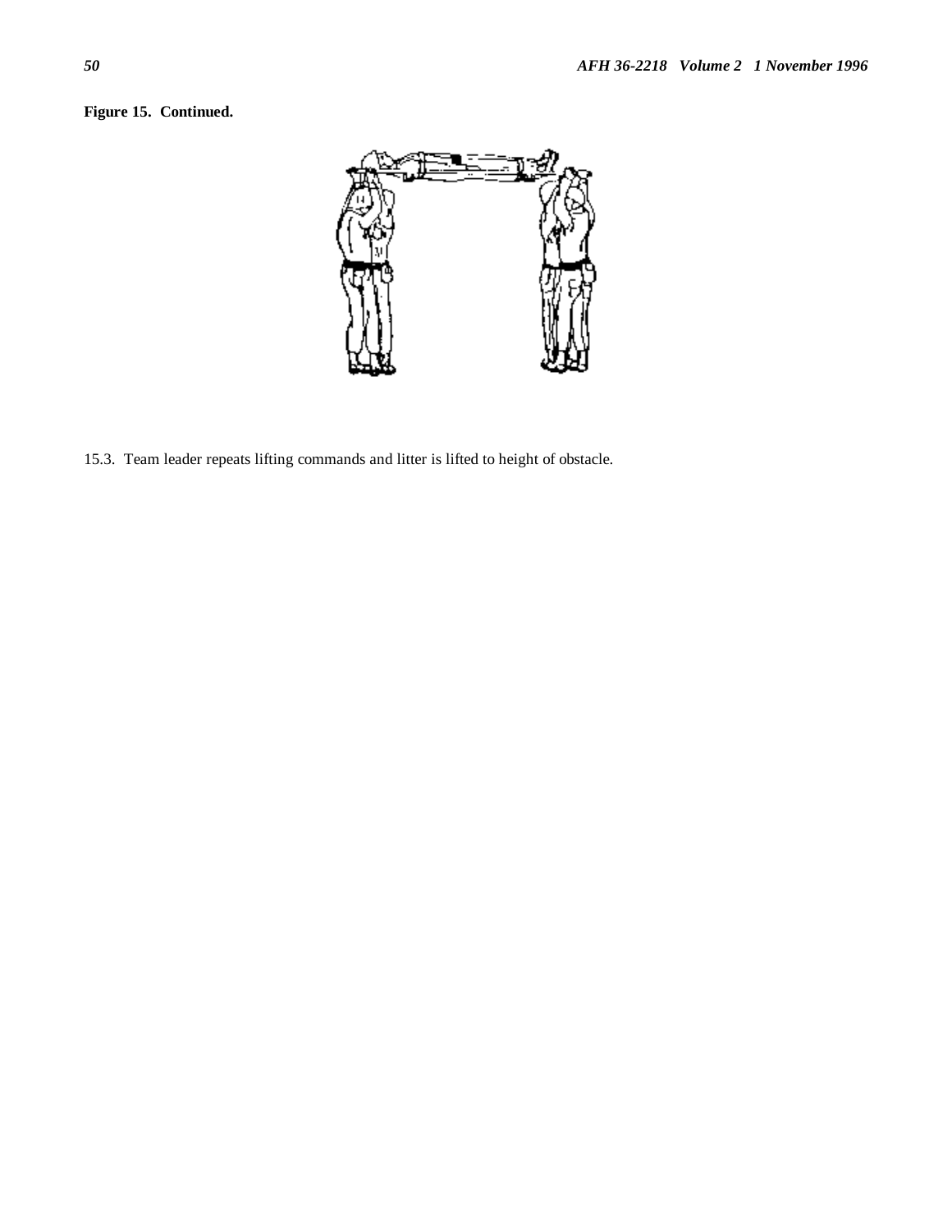**Figure 15. Continued.**

15.3. Team leader repeats lifting commands and litter is lifted to height of obstacle.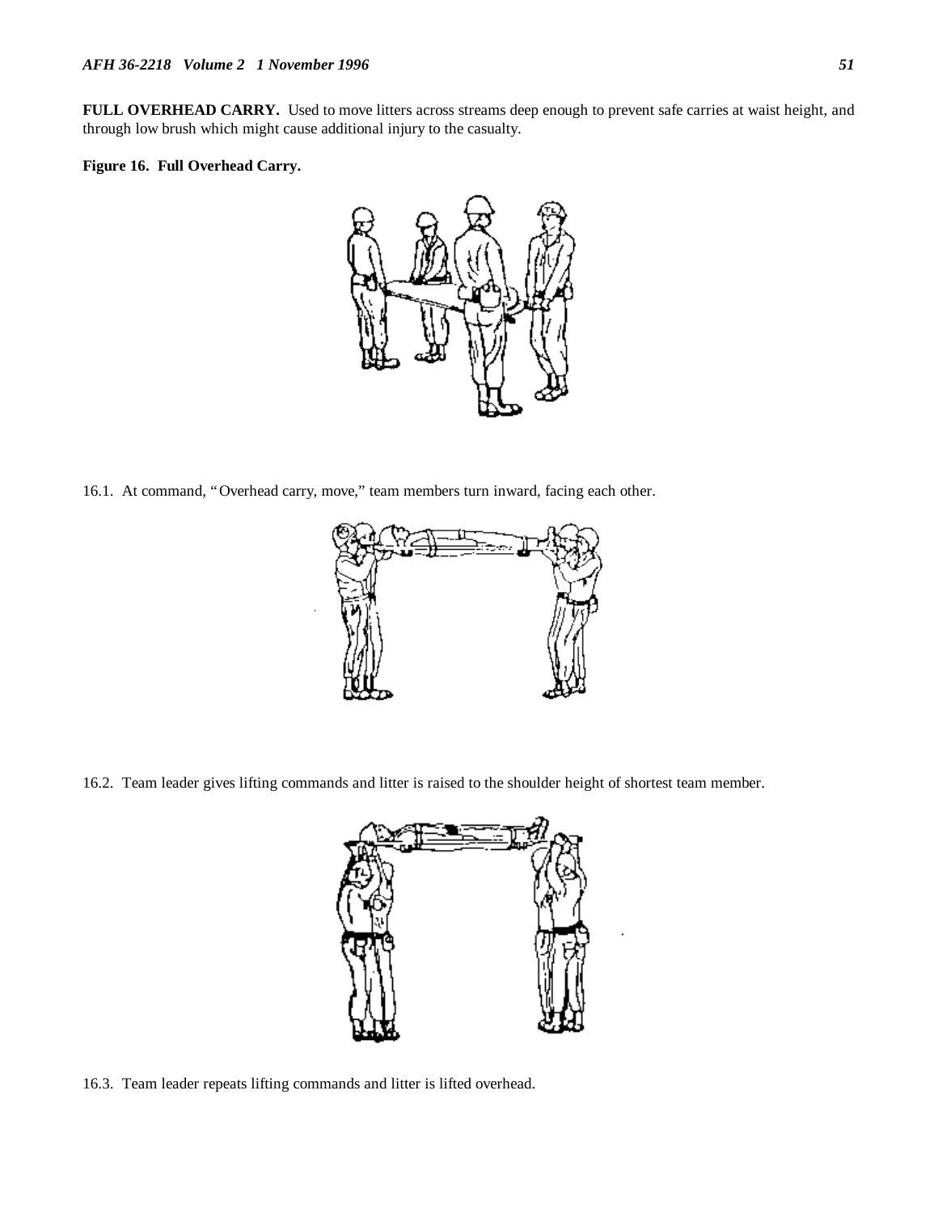**FULL OVERHEAD CARRY.** Used to move litters across streams deep enough to prevent safe carries at waist height, and through low brush which might cause additional injury to the casualty.

**Figure 16. Full Overhead Carry.**

16.1. At command, "Overhead carry, move," team members turn inward, facing each other.

16.2. Team leader gives lifting commands and litter is raised to the shoulder height of shortest team member.

16.3. Team leader repeats lifting commands and litter is lifted overhead.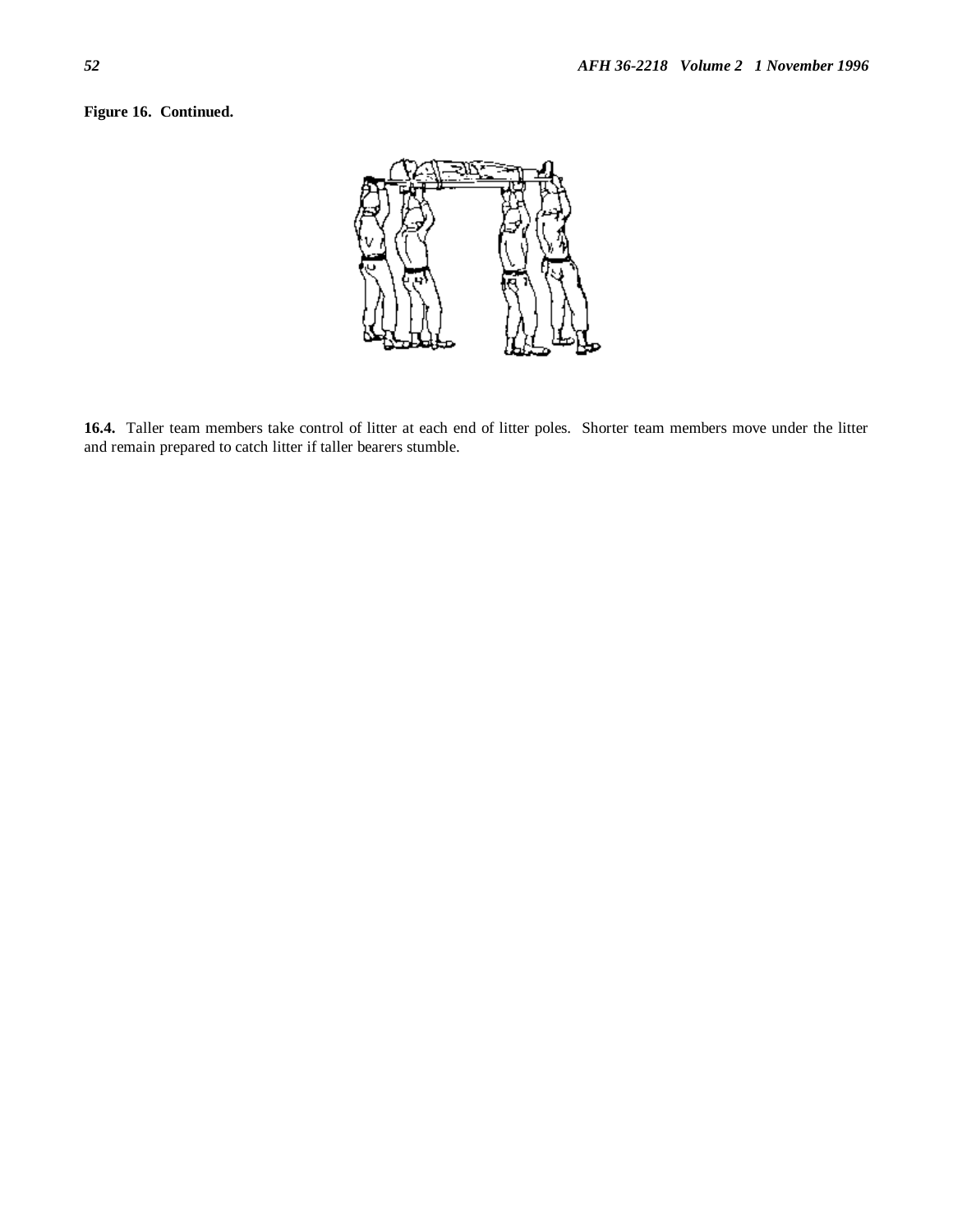**Figure 16. Continued.**

**16.4.** Taller team members take control of litter at each end of litter poles. Shorter team members move under the litter and remain prepared to catch litter if taller bearers stumble.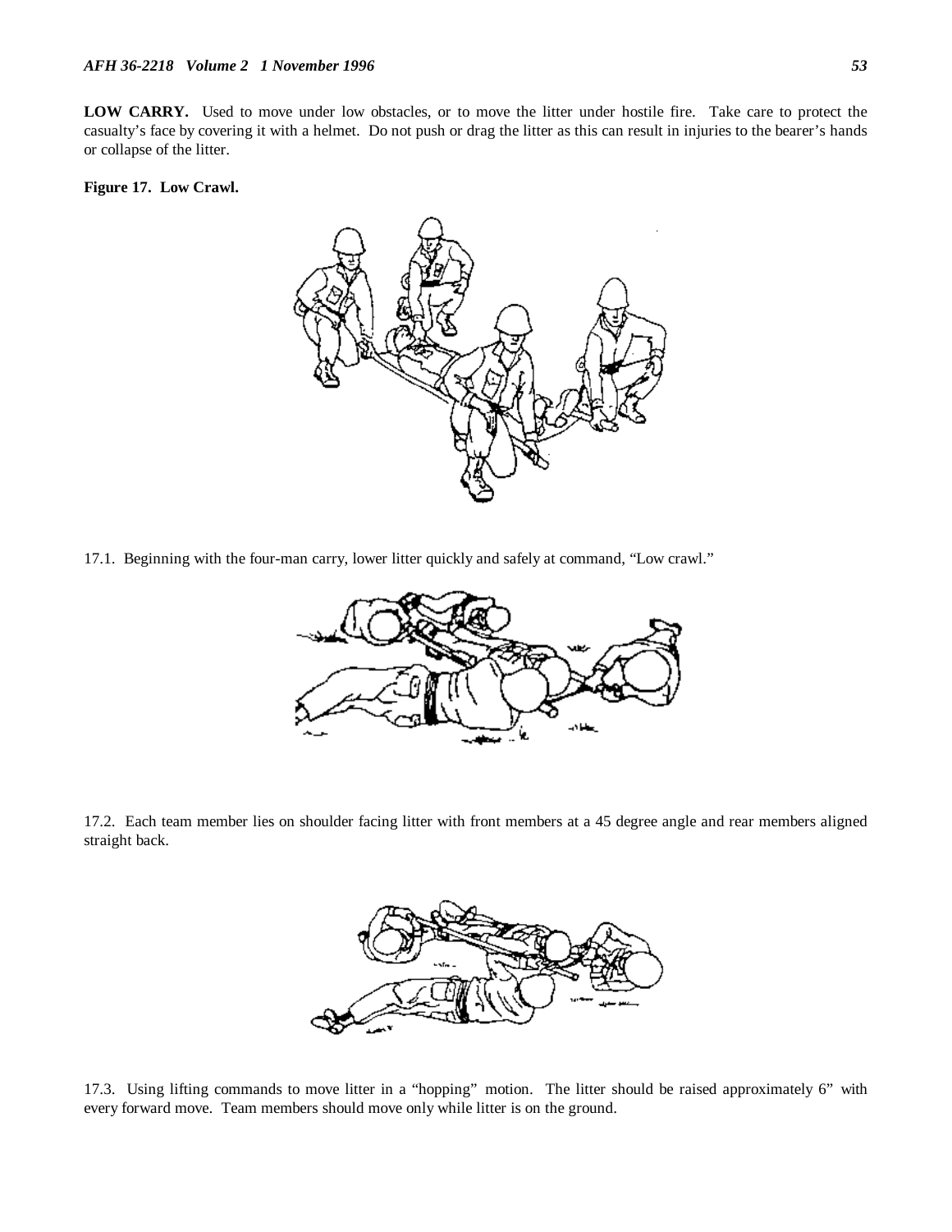**LOW CARRY.** Used to move under low obstacles, or to move the litter under hostile fire. Take care to protect the casualty's face by covering it with a helmet. Do not push or drag the litter as this can result in injuries to the bearer's hands or collapse of the litter.

**Figure 17. Low Crawl.**

17.1. Beginning with the four-man carry, lower litter quickly and safely at command, "Low crawl."

17.2. Each team member lies on shoulder facing litter with front members at a 45 degree angle and rear members aligned straight back.

17.3. Using lifting commands to move litter in a "hopping" motion. The litter should be raised approximately 6" with every forward move. Team members should move only while litter is on the ground.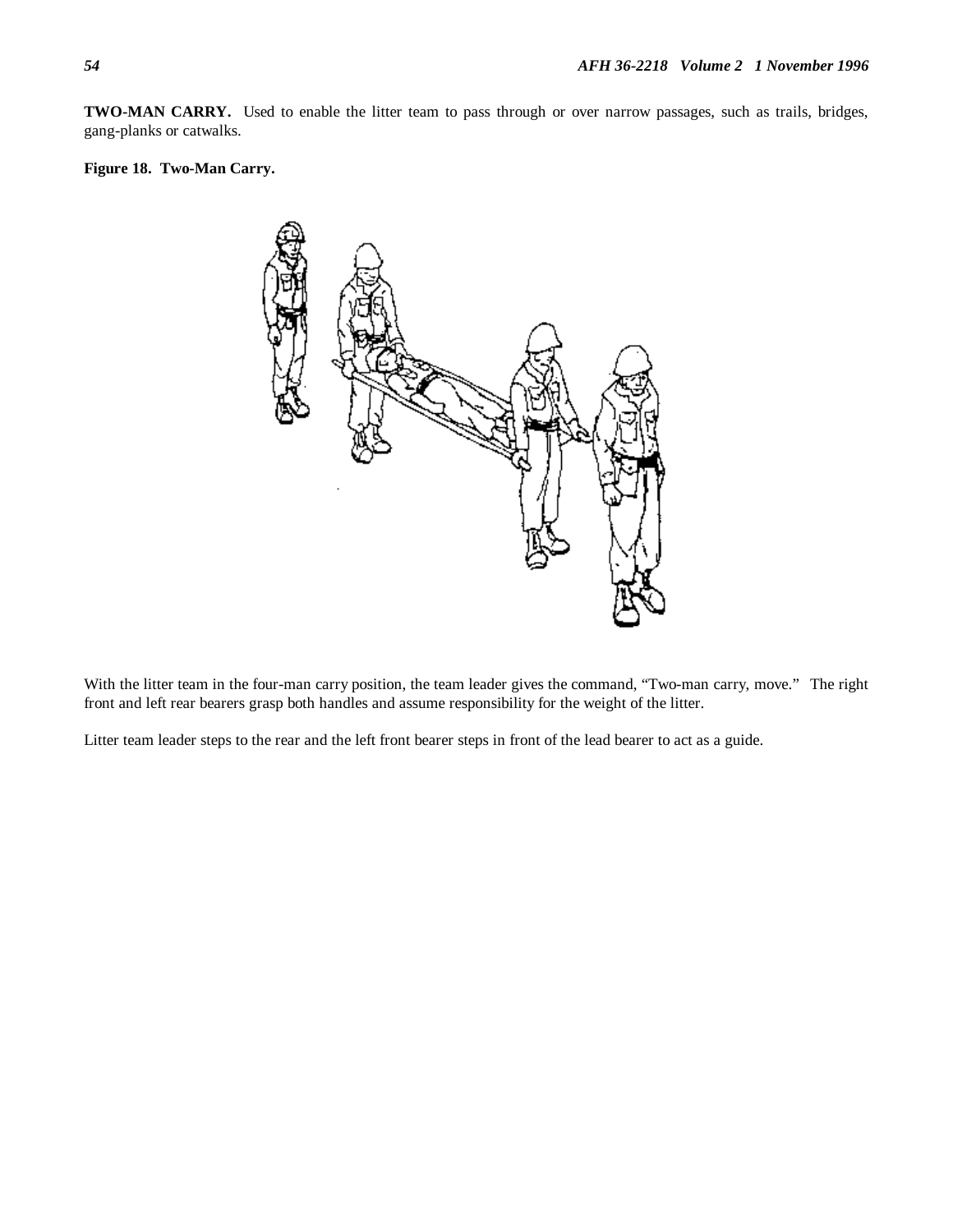**TWO-MAN CARRY.** Used to enable the litter team to pass through or over narrow passages, such as trails, bridges, gang-planks or catwalks.

**Figure 18. Two-Man Carry.**

With the litter team in the four-man carry position, the team leader gives the command, "Two-man carry, move." The right front and left rear bearers grasp both handles and assume responsibility for the weight of the litter.

Litter team leader steps to the rear and the left front bearer steps in front of the lead bearer to act as a guide.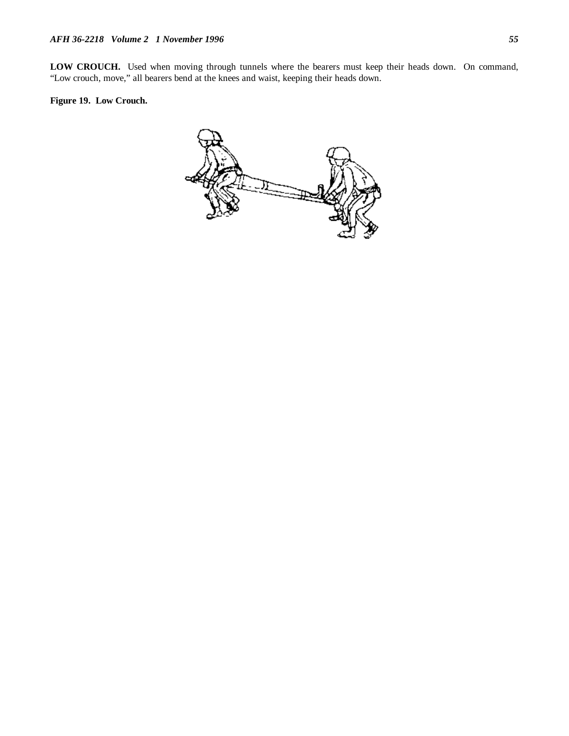**LOW CROUCH.** Used when moving through tunnels where the bearers must keep their heads down. On command, "Low crouch, move," all bearers bend at the knees and waist, keeping their heads down.

**Figure 19. Low Crouch.**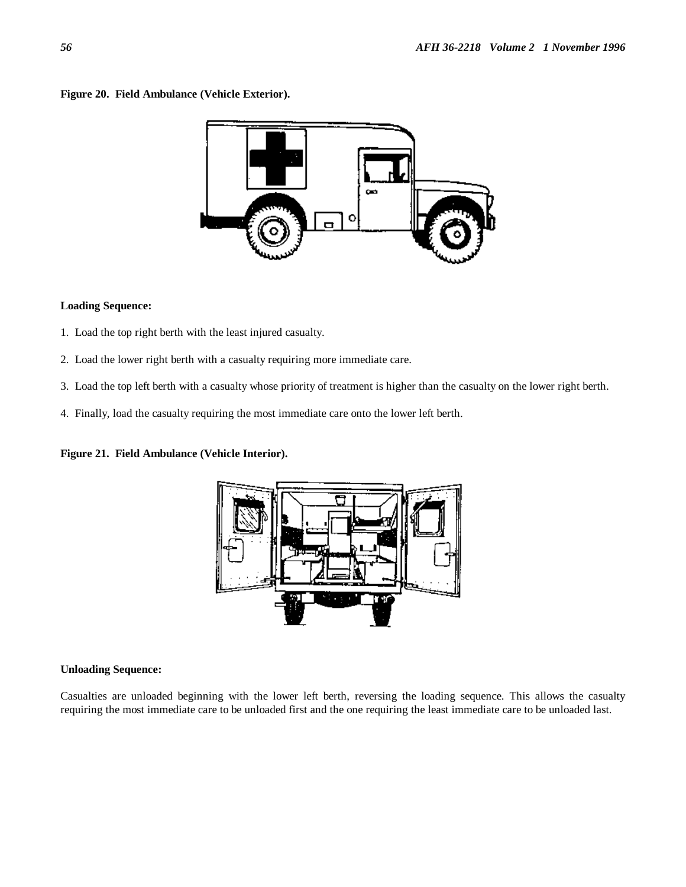**Figure 20. Field Ambulance (Vehicle Exterior).**

**Loading Sequence:**

1. Load the top right berth with the least injured casualty.
2. Load the lower right berth with a casualty requiring more immediate care.
3. Load the top left berth with a casualty whose priority of treatment is higher than the casualty on the lower right berth.
4. Finally, load the casualty requiring the most immediate care onto the lower left berth.

**Figure 21. Field Ambulance (Vehicle Interior).**

**Unloading Sequence:**

Casualties are unloaded beginning with the lower left berth, reversing the loading sequence. This allows the casualty requiring the most immediate care to be unloaded first and the one requiring the least immediate care to be unloaded last.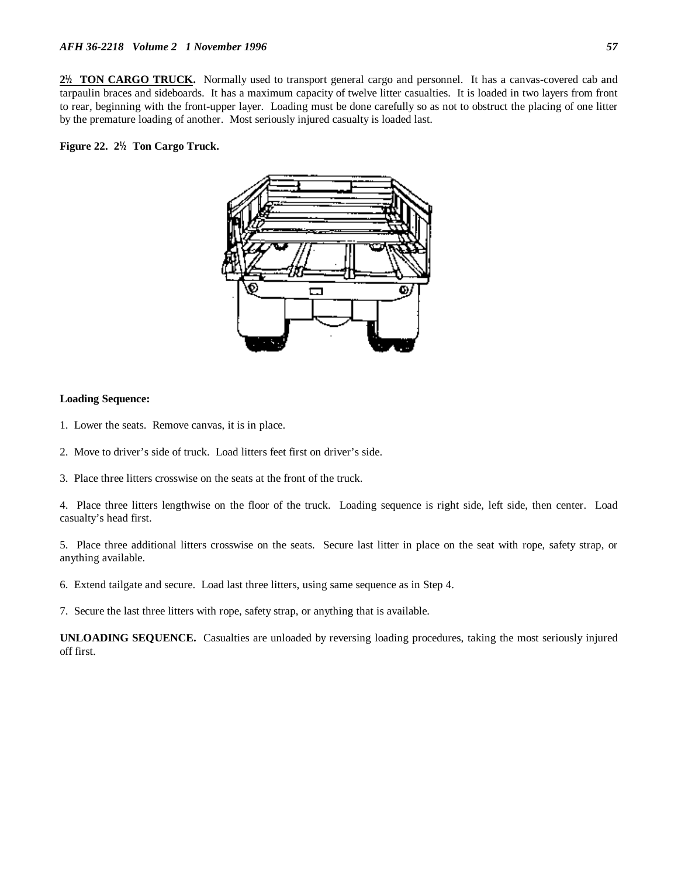**2½ TON CARGO TRUCK.** Normally used to transport general cargo and personnel. It has a canvas-covered cab and tarpaulin braces and sideboards. It has a maximum capacity of twelve litter casualties. It is loaded in two layers from front to rear, beginning with the front-upper layer. Loading must be done carefully so as not to obstruct the placing of one litter by the premature loading of another. Most seriously injured casualty is loaded last.

**Figure 22. 2½ Ton Cargo Truck.**

**Loading Sequence:**

1. Lower the seats. Remove canvas, it is in place.

2. Move to driver's side of truck. Load litters feet first on driver's side.

3. Place three litters crosswise on the seats at the front of the truck.

4. Place three litters lengthwise on the floor of the truck. Loading sequence is right side, left side, then center. Load casualty's head first.

5. Place three additional litters crosswise on the seats. Secure last litter in place on the seat with rope, safety strap, or anything available.

6. Extend tailgate and secure. Load last three litters, using same sequence as in Step 4.

7. Secure the last three litters with rope, safety strap, or anything that is available.

**UNLOADING SEQUENCE.** Casualties are unloaded by reversing loading procedures, taking the most seriously injured off first.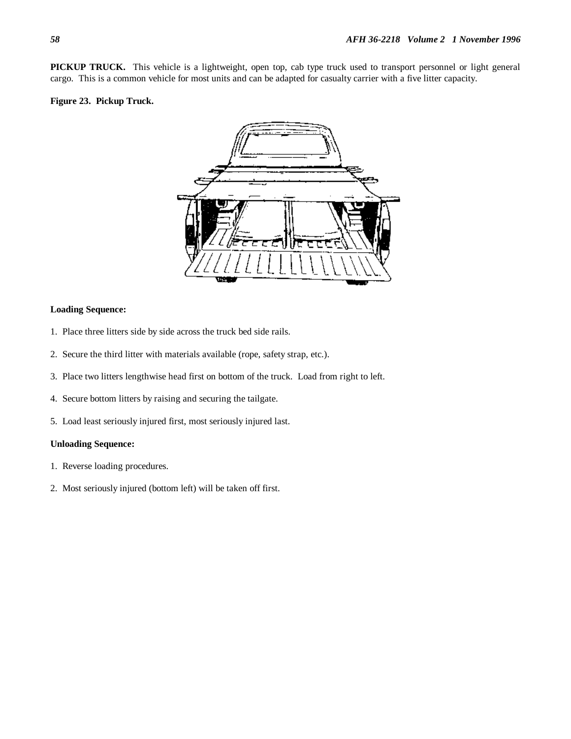**PICKUP TRUCK.** This vehicle is a lightweight, open top, cab type truck used to transport personnel or light general cargo. This is a common vehicle for most units and can be adapted for casualty carrier with a five litter capacity.

**Figure 23. Pickup Truck.**

**Loading Sequence:**

1. Place three litters side by side across the truck bed side rails.
2. Secure the third litter with materials available (rope, safety strap, etc.).
3. Place two litters lengthwise head first on bottom of the truck. Load from right to left.
4. Secure bottom litters by raising and securing the tailgate.
5. Load least seriously injured first, most seriously injured last.

**Unloading Sequence:**

1. Reverse loading procedures.
2. Most seriously injured (bottom left) will be taken off first.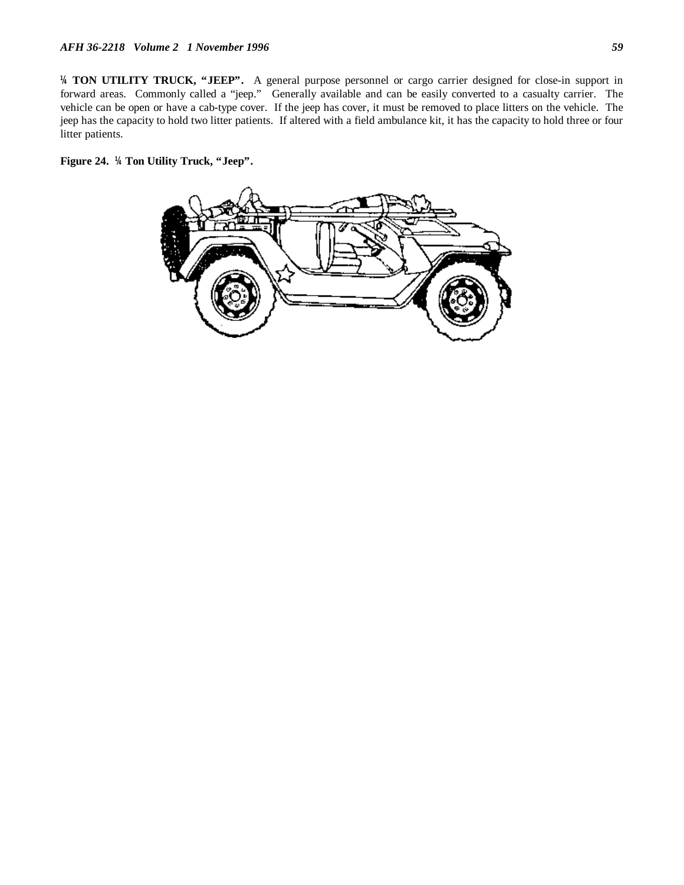**¼ TON UTILITY TRUCK, "JEEP".** A general purpose personnel or cargo carrier designed for close-in support in forward areas. Commonly called a "jeep." Generally available and can be easily converted to a casualty carrier. The vehicle can be open or have a cab-type cover. If the jeep has cover, it must be removed to place litters on the vehicle. The jeep has the capacity to hold two litter patients. If altered with a field ambulance kit, it has the capacity to hold three or four litter patients.

**Figure 24. ¼ Ton Utility Truck, "Jeep".**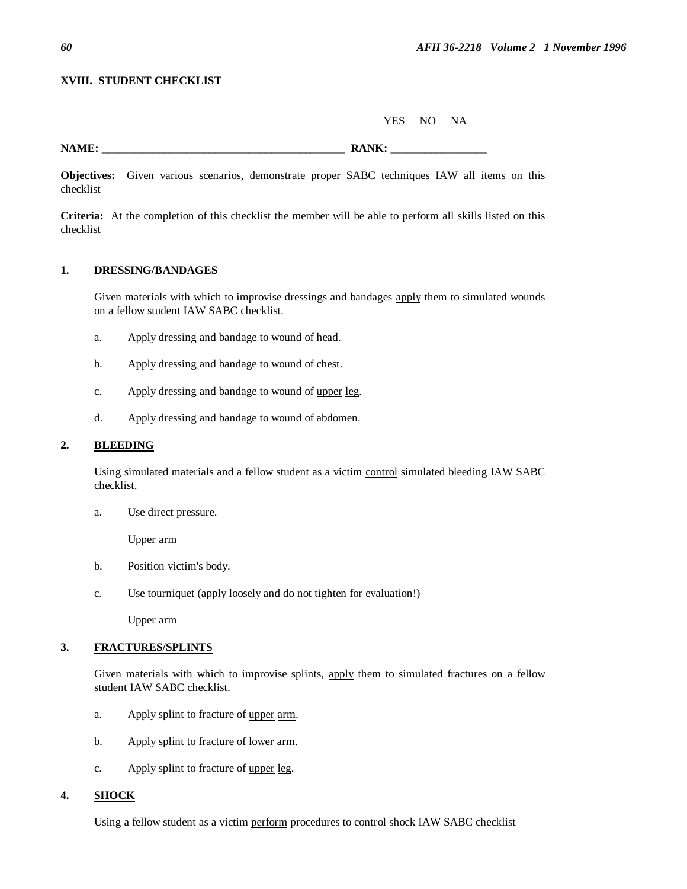## XVIII. STUDENT CHECKLIST

YES NO NA

**NAME:** ___________________________________________ **RANK:** _________________

**Objectives:** Given various scenarios, demonstrate proper SABC techniques IAW all items on this checklist

**Criteria:** At the completion of this checklist the member will be able to perform all skills listed on this checklist

### 1. DRESSING/BANDAGES

Given materials with which to improvise dressings and bandages apply them to simulated wounds on a fellow student IAW SABC checklist.

a. Apply dressing and bandage to wound of head.

b. Apply dressing and bandage to wound of chest.

c. Apply dressing and bandage to wound of upper leg.

d. Apply dressing and bandage to wound of abdomen.

### 2. BLEEDING

Using simulated materials and a fellow student as a victim control simulated bleeding IAW SABC checklist.

a. Use direct pressure.

Upper arm

b. Position victim's body.

c. Use tourniquet (apply loosely and do not tighten for evaluation!)

Upper arm

### 3. FRACTURES/SPLINTS

Given materials with which to improvise splints, apply them to simulated fractures on a fellow student IAW SABC checklist.

a. Apply splint to fracture of upper arm.

b. Apply splint to fracture of lower arm.

c. Apply splint to fracture of upper leg.

### 4. SHOCK

Using a fellow student as a victim perform procedures to control shock IAW SABC checklist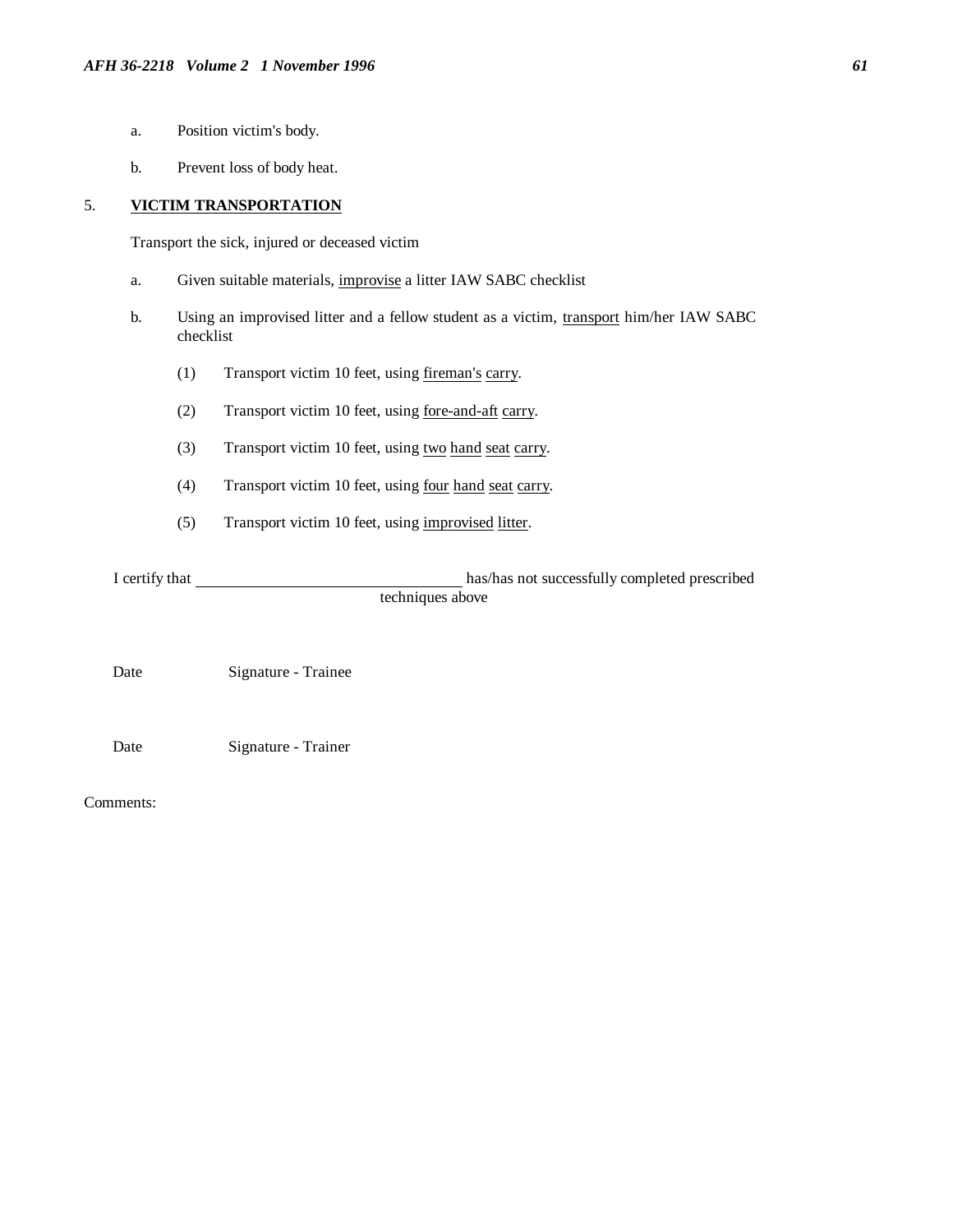a. Position victim's body.

b. Prevent loss of body heat.

5. **VICTIM TRANSPORTATION**

Transport the sick, injured or deceased victim

a. Given suitable materials, improvise a litter IAW SABC checklist

b. Using an improvised litter and a fellow student as a victim, transport him/her IAW SABC checklist

   (1) Transport victim 10 feet, using fireman's carry.

   (2) Transport victim 10 feet, using fore-and-aft carry.

   (3) Transport victim 10 feet, using two hand seat carry.

   (4) Transport victim 10 feet, using four hand seat carry.

   (5) Transport victim 10 feet, using improvised litter.

I certify that \_\_\_\_\_\_\_\_\_\_\_\_\_\_\_\_\_\_\_\_\_\_\_\_\_\_\_\_\_\_\_\_ has/has not successfully completed prescribed techniques above

Date Signature - Trainee

Date Signature - Trainer

Comments: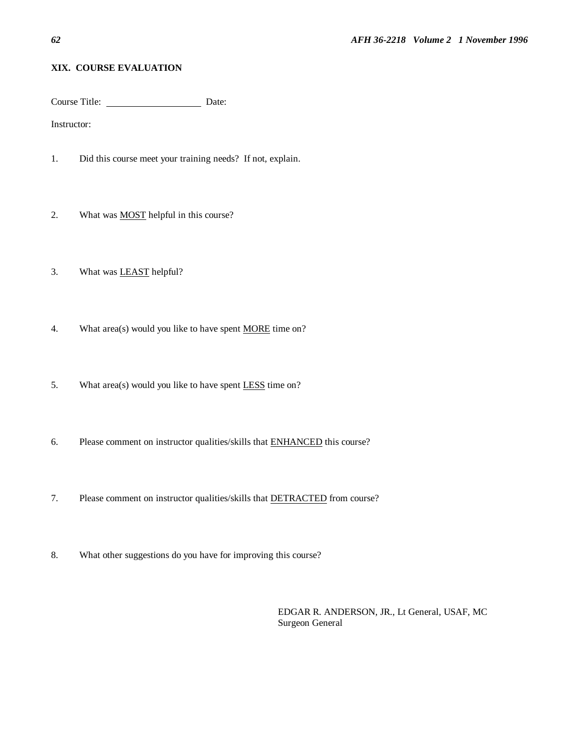## XIX. COURSE EVALUATION

Course Title: ____________________ Date:

Instructor:

1. Did this course meet your training needs? If not, explain.

2. What was <u>MOST</u> helpful in this course?

3. What was <u>LEAST</u> helpful?

4. What area(s) would you like to have spent <u>MORE</u> time on?

5. What area(s) would you like to have spent <u>LESS</u> time on?

6. Please comment on instructor qualities/skills that <u>ENHANCED</u> this course?

7. Please comment on instructor qualities/skills that <u>DETRACTED</u> from course?

8. What other suggestions do you have for improving this course?

EDGAR R. ANDERSON, JR., Lt General, USAF, MC  
Surgeon General